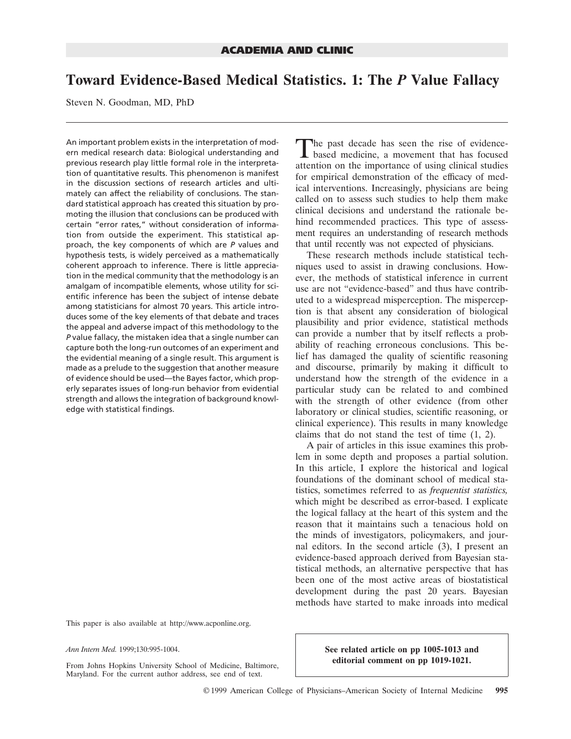ACADEMIA AND CLINIC

# Toward Evidence-Based Medical Statistics. 1: The *P* Value Fallacy

Steven N. Goodman, MD, PhD

An important problem exists in the interpretation of modern medical research data: Biological understanding and previous research play little formal role in the interpretation of quantitative results. This phenomenon is manifest in the discussion sections of research articles and ultimately can affect the reliability of conclusions. The standard statistical approach has created this situation by promoting the illusion that conclusions can be produced with certain "error rates," without consideration of information from outside the experiment. This statistical approach, the key components of which are *P* values and hypothesis tests, is widely perceived as a mathematically coherent approach to inference. There is little appreciation in the medical community that the methodology is an amalgam of incompatible elements, whose utility for scientific inference has been the subject of intense debate among statisticians for almost 70 years. This article introduces some of the key elements of that debate and traces the appeal and adverse impact of this methodology to the *P* value fallacy, the mistaken idea that a single number can capture both the long-run outcomes of an experiment and the evidential meaning of a single result. This argument is made as a prelude to the suggestion that another measure of evidence should be used—the Bayes factor, which properly separates issues of long-run behavior from evidential strength and allows the integration of background knowledge with statistical findings.

The past decade has seen the rise of evidence-based medicine, a movement that has focused attention on the importance of using clinical studies for empirical demonstration of the efficacy of medical interventions. Increasingly, physicians are being called on to assess such studies to help them make clinical decisions and understand the rationale behind recommended practices. This type of assessment requires an understanding of research methods that until recently was not expected of physicians.

These research methods include statistical techniques used to assist in drawing conclusions. However, the methods of statistical inference in current use are not "evidence-based" and thus have contributed to a widespread misperception. The misperception is that absent any consideration of biological plausibility and prior evidence, statistical methods can provide a number that by itself reflects a probability of reaching erroneous conclusions. This belief has damaged the quality of scientific reasoning and discourse, primarily by making it difficult to understand how the strength of the evidence in a particular study can be related to and combined with the strength of other evidence (from other laboratory or clinical studies, scientific reasoning, or clinical experience). This results in many knowledge claims that do not stand the test of time (1, 2).

A pair of articles in this issue examines this problem in some depth and proposes a partial solution. In this article, I explore the historical and logical foundations of the dominant school of medical statistics, sometimes referred to as *frequentist statistics,* which might be described as error-based. I explicate the logical fallacy at the heart of this system and the reason that it maintains such a tenacious hold on the minds of investigators, policymakers, and journal editors. In the second article (3), I present an evidence-based approach derived from Bayesian statistical methods, an alternative perspective that has been one of the most active areas of biostatistical development during the past 20 years. Bayesian methods have started to make inroads into medical

This paper is also available at http://www.acponline.org.

*Ann Intern Med.* 1999;130:995-1004.

From Johns Hopkins University School of Medicine, Baltimore, Maryland. For the current author address, see end of text.

**See related article on pp 1005-1013 and editorial comment on pp 1019-1021.**

© 1999 American College of Physicians–American Society of Internal Medicine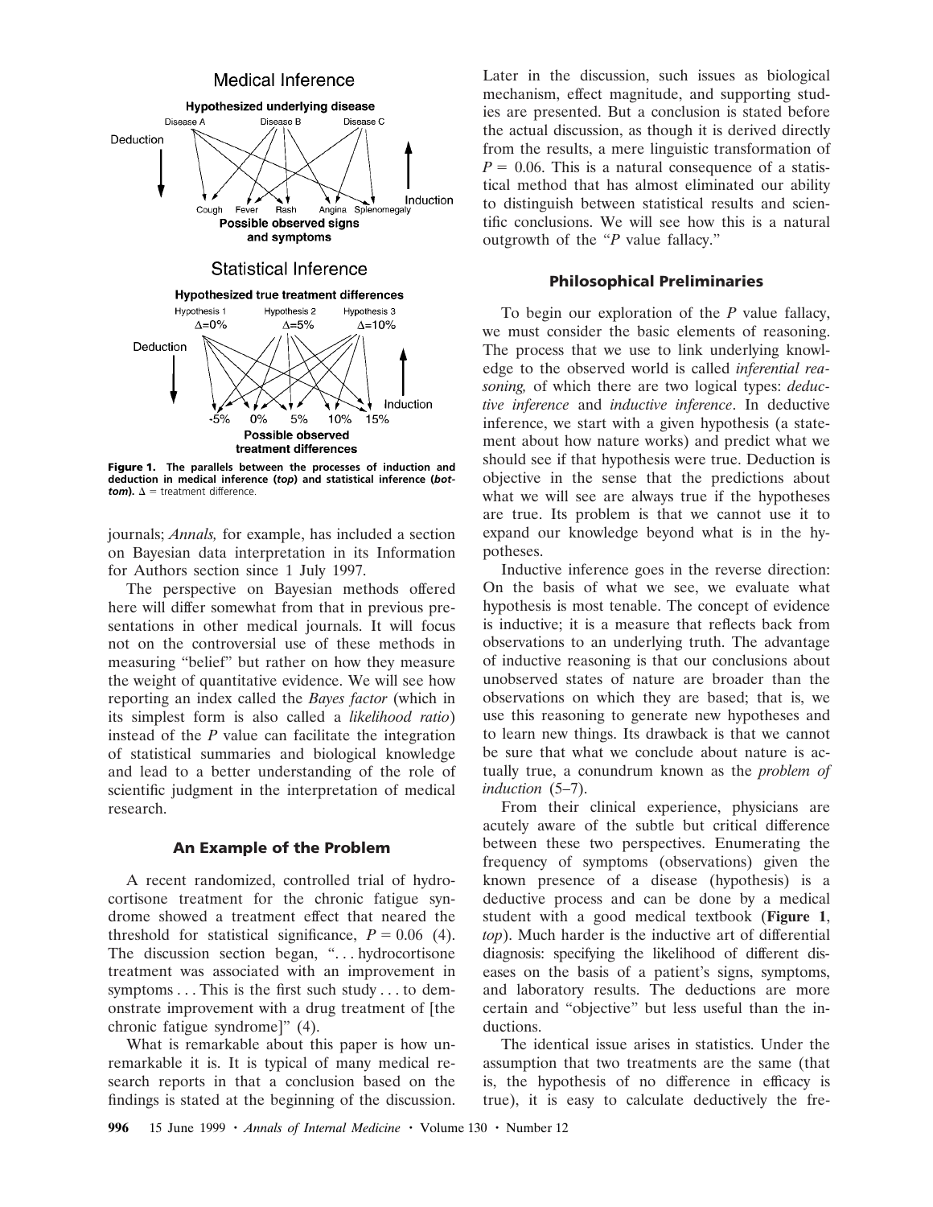Medical Inference

Hypothesized underlying disease

Disease A Disease B Disease C

Deduction

Induction

Cough Fever Rash Angina Splenomegaly

Possible observed signs and symptoms

Statistical Inference

Hypothesized true treatment differences

Hypothesis 1 $\Delta$=0%

Hypothesis 2 $\Delta$=5%

Hypothesis 3 $\Delta$=10%

Deduction

Induction

-5% 0% 5% 10% 15%

Possible observed treatment differences

**Figure 1. The parallels between the processes of induction and deduction in medical inference (*top*) and statistical inference (*bottom*).** $\Delta$ = treatment difference.

journals; *Annals,* for example, has included a section on Bayesian data interpretation in its Information for Authors section since 1 July 1997.

The perspective on Bayesian methods offered here will differ somewhat from that in previous presentations in other medical journals. It will focus not on the controversial use of these methods in measuring "belief" but rather on how they measure the weight of quantitative evidence. We will see how reporting an index called the *Bayes factor* (which in its simplest form is also called a *likelihood ratio*) instead of the *P* value can facilitate the integration of statistical summaries and biological knowledge and lead to a better understanding of the role of scientific judgment in the interpretation of medical research.

## An Example of the Problem

A recent randomized, controlled trial of hydrocortisone treatment for the chronic fatigue syndrome showed a treatment effect that neared the threshold for statistical significance, $P = 0.06$ (4). The discussion section began, ". . . hydrocortisone treatment was associated with an improvement in symptoms . . . This is the first such study . . . to demonstrate improvement with a drug treatment of [the chronic fatigue syndrome]" (4).

What is remarkable about this paper is how unremarkable it is. It is typical of many medical research reports in that a conclusion based on the findings is stated at the beginning of the discussion. Later in the discussion, such issues as biological mechanism, effect magnitude, and supporting studies are presented. But a conclusion is stated before the actual discussion, as though it is derived directly from the results, a mere linguistic transformation of $P = 0.06$. This is a natural consequence of a statistical method that has almost eliminated our ability to distinguish between statistical results and scientific conclusions. We will see how this is a natural outgrowth of the "*P* value fallacy."

## Philosophical Preliminaries

To begin our exploration of the *P* value fallacy, we must consider the basic elements of reasoning. The process that we use to link underlying knowledge to the observed world is called *inferential reasoning,* of which there are two logical types: *deductive inference* and *inductive inference*. In deductive inference, we start with a given hypothesis (a statement about how nature works) and predict what we should see if that hypothesis were true. Deduction is objective in the sense that the predictions about what we will see are always true if the hypotheses are true. Its problem is that we cannot use it to expand our knowledge beyond what is in the hypotheses.

Inductive inference goes in the reverse direction: On the basis of what we see, we evaluate what hypothesis is most tenable. The concept of evidence is inductive; it is a measure that reflects back from observations to an underlying truth. The advantage of inductive reasoning is that our conclusions about unobserved states of nature are broader than the observations on which they are based; that is, we use this reasoning to generate new hypotheses and to learn new things. Its drawback is that we cannot be sure that what we conclude about nature is actually true, a conundrum known as the *problem of induction* (5–7).

From their clinical experience, physicians are acutely aware of the subtle but critical difference between these two perspectives. Enumerating the frequency of symptoms (observations) given the known presence of a disease (hypothesis) is a deductive process and can be done by a medical student with a good medical textbook (**Figure 1**, *top*). Much harder is the inductive art of differential diagnosis: specifying the likelihood of different diseases on the basis of a patient's signs, symptoms, and laboratory results. The deductions are more certain and "objective" but less useful than the inductions.

The identical issue arises in statistics. Under the assumption that two treatments are the same (that is, the hypothesis of no difference in efficacy is true), it is easy to calculate deductively the fre-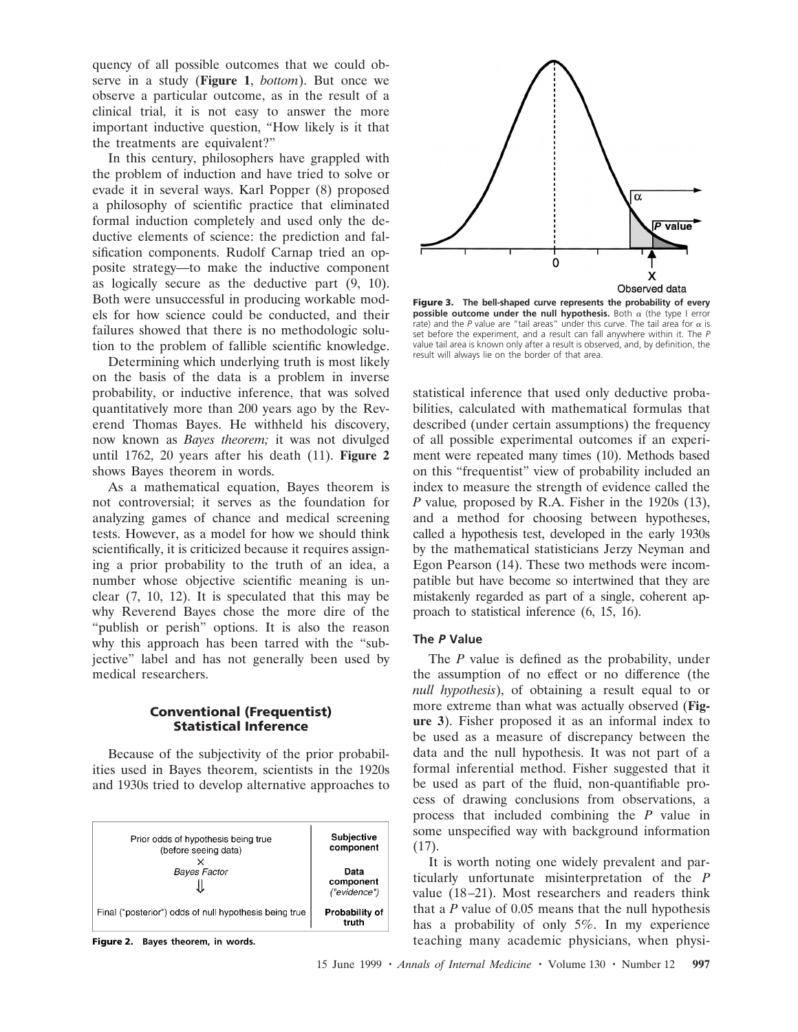quency of all possible outcomes that we could observe in a study (**Figure 1**, *bottom*). But once we observe a particular outcome, as in the result of a clinical trial, it is not easy to answer the more important inductive question, "How likely is it that the treatments are equivalent?"

In this century, philosophers have grappled with the problem of induction and have tried to solve or evade it in several ways. Karl Popper (8) proposed a philosophy of scientific practice that eliminated formal induction completely and used only the deductive elements of science: the prediction and falsification components. Rudolf Carnap tried an opposite strategy—to make the inductive component as logically secure as the deductive part (9, 10). Both were unsuccessful in producing workable models for how science could be conducted, and their failures showed that there is no methodologic solution to the problem of fallible scientific knowledge.

Determining which underlying truth is most likely on the basis of the data is a problem in inverse probability, or inductive inference, that was solved quantitatively more than 200 years ago by the Reverend Thomas Bayes. He withheld his discovery, now known as *Bayes theorem;* it was not divulged until 1762, 20 years after his death (11). **Figure 2** shows Bayes theorem in words.

As a mathematical equation, Bayes theorem is not controversial; it serves as the foundation for analyzing games of chance and medical screening tests. However, as a model for how we should think scientifically, it is criticized because it requires assigning a prior probability to the truth of an idea, a number whose objective scientific meaning is unclear (7, 10, 12). It is speculated that this may be why Reverend Bayes chose the more dire of the "publish or perish" options. It is also the reason why this approach has been tarred with the "subjective" label and has not generally been used by medical researchers.

## Conventional (Frequentist) Statistical Inference

Because of the subjectivity of the prior probabilities used in Bayes theorem, scientists in the 1920s and 1930s tried to develop alternative approaches to

| | |
|---|---|
| Prior odds of hypothesis being true (before seeing data) | **Subjective component** |
| × *Bayes Factor* ⇓ | **Data component** *("evidence")* |
| Final ("posterior") odds of null hypothesis being true | **Probability of truth** |

**Figure 2. Bayes theorem, in words.**

**Figure 3. The bell-shaped curve represents the probability of every possible outcome under the null hypothesis.** Both $\alpha$ (the type I error rate) and the *P* value are "tail areas" under this curve. The tail area for $\alpha$ is set before the experiment, and a result can fall anywhere within it. The *P* value tail area is known only after a result is observed, and, by definition, the result will always lie on the border of that area.

statistical inference that used only deductive probabilities, calculated with mathematical formulas that described (under certain assumptions) the frequency of all possible experimental outcomes if an experiment were repeated many times (10). Methods based on this "frequentist" view of probability included an index to measure the strength of evidence called the *P* value*,* proposed by R.A. Fisher in the 1920s (13), and a method for choosing between hypotheses, called a hypothesis test, developed in the early 1930s by the mathematical statisticians Jerzy Neyman and Egon Pearson (14). These two methods were incompatible but have become so intertwined that they are mistakenly regarded as part of a single, coherent approach to statistical inference (6, 15, 16).

### The *P* Value

The *P* value is defined as the probability, under the assumption of no effect or no difference (the *null hypothesis*), of obtaining a result equal to or more extreme than what was actually observed (**Figure 3**). Fisher proposed it as an informal index to be used as a measure of discrepancy between the data and the null hypothesis. It was not part of a formal inferential method. Fisher suggested that it be used as part of the fluid, non-quantifiable process of drawing conclusions from observations, a process that included combining the *P* value in some unspecified way with background information (17).

It is worth noting one widely prevalent and particularly unfortunate misinterpretation of the *P* value (18–21). Most researchers and readers think that a *P* value of 0.05 means that the null hypothesis has a probability of only 5%. In my experience teaching many academic physicians, when physi-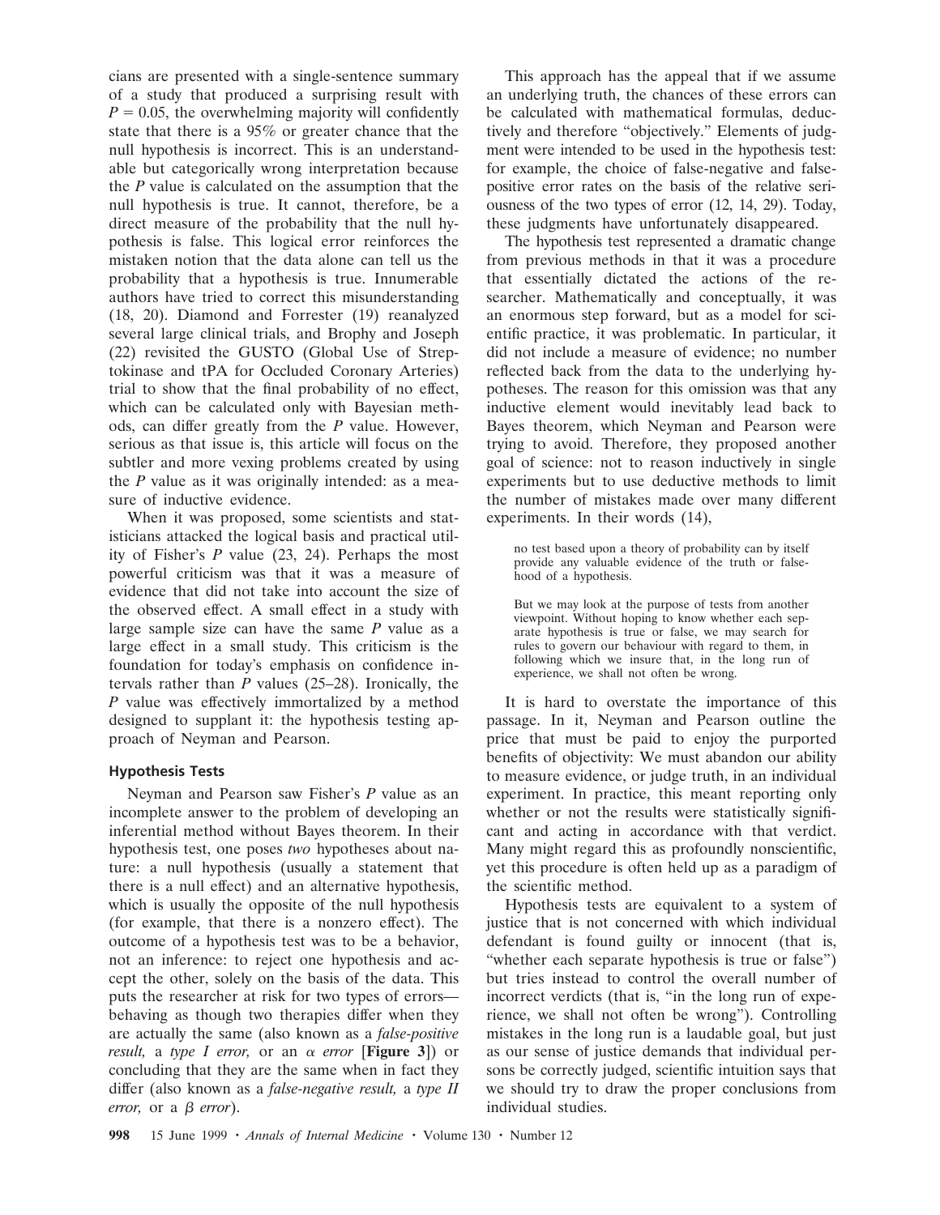cians are presented with a single-sentence summary of a study that produced a surprising result with $P = 0.05$, the overwhelming majority will confidently state that there is a 95% or greater chance that the null hypothesis is incorrect. This is an understandable but categorically wrong interpretation because the *P* value is calculated on the assumption that the null hypothesis is true. It cannot, therefore, be a direct measure of the probability that the null hypothesis is false. This logical error reinforces the mistaken notion that the data alone can tell us the probability that a hypothesis is true. Innumerable authors have tried to correct this misunderstanding (18, 20). Diamond and Forrester (19) reanalyzed several large clinical trials, and Brophy and Joseph (22) revisited the GUSTO (Global Use of Streptokinase and tPA for Occluded Coronary Arteries) trial to show that the final probability of no effect, which can be calculated only with Bayesian methods, can differ greatly from the *P* value. However, serious as that issue is, this article will focus on the subtler and more vexing problems created by using the *P* value as it was originally intended: as a measure of inductive evidence.

When it was proposed, some scientists and statisticians attacked the logical basis and practical utility of Fisher's *P* value (23, 24). Perhaps the most powerful criticism was that it was a measure of evidence that did not take into account the size of the observed effect. A small effect in a study with large sample size can have the same *P* value as a large effect in a small study. This criticism is the foundation for today's emphasis on confidence intervals rather than *P* values (25–28). Ironically, the *P* value was effectively immortalized by a method designed to supplant it: the hypothesis testing approach of Neyman and Pearson.

## Hypothesis Tests

Neyman and Pearson saw Fisher's *P* value as an incomplete answer to the problem of developing an inferential method without Bayes theorem. In their hypothesis test, one poses *two* hypotheses about nature: a null hypothesis (usually a statement that there is a null effect) and an alternative hypothesis, which is usually the opposite of the null hypothesis (for example, that there is a nonzero effect). The outcome of a hypothesis test was to be a behavior, not an inference: to reject one hypothesis and accept the other, solely on the basis of the data. This puts the researcher at risk for two types of errors—behaving as though two therapies differ when they are actually the same (also known as a *false-positive result,* a *type I error,* or an $\alpha$ *error* [**Figure 3**]) or concluding that they are the same when in fact they differ (also known as a *false-negative result,* a *type II error,* or a $\beta$ *error*).

This approach has the appeal that if we assume an underlying truth, the chances of these errors can be calculated with mathematical formulas, deductively and therefore "objectively." Elements of judgment were intended to be used in the hypothesis test: for example, the choice of false-negative and false-positive error rates on the basis of the relative seriousness of the two types of error (12, 14, 29). Today, these judgments have unfortunately disappeared.

The hypothesis test represented a dramatic change from previous methods in that it was a procedure that essentially dictated the actions of the researcher. Mathematically and conceptually, it was an enormous step forward, but as a model for scientific practice, it was problematic. In particular, it did not include a measure of evidence; no number reflected back from the data to the underlying hypotheses. The reason for this omission was that any inductive element would inevitably lead back to Bayes theorem, which Neyman and Pearson were trying to avoid. Therefore, they proposed another goal of science: not to reason inductively in single experiments but to use deductive methods to limit the number of mistakes made over many different experiments. In their words (14),

> no test based upon a theory of probability can by itself provide any valuable evidence of the truth or falsehood of a hypothesis.
>
> But we may look at the purpose of tests from another viewpoint. Without hoping to know whether each separate hypothesis is true or false, we may search for rules to govern our behaviour with regard to them, in following which we insure that, in the long run of experience, we shall not often be wrong.

It is hard to overstate the importance of this passage. In it, Neyman and Pearson outline the price that must be paid to enjoy the purported benefits of objectivity: We must abandon our ability to measure evidence, or judge truth, in an individual experiment. In practice, this meant reporting only whether or not the results were statistically significant and acting in accordance with that verdict. Many might regard this as profoundly nonscientific, yet this procedure is often held up as a paradigm of the scientific method.

Hypothesis tests are equivalent to a system of justice that is not concerned with which individual defendant is found guilty or innocent (that is, "whether each separate hypothesis is true or false") but tries instead to control the overall number of incorrect verdicts (that is, "in the long run of experience, we shall not often be wrong"). Controlling mistakes in the long run is a laudable goal, but just as our sense of justice demands that individual persons be correctly judged, scientific intuition says that we should try to draw the proper conclusions from individual studies.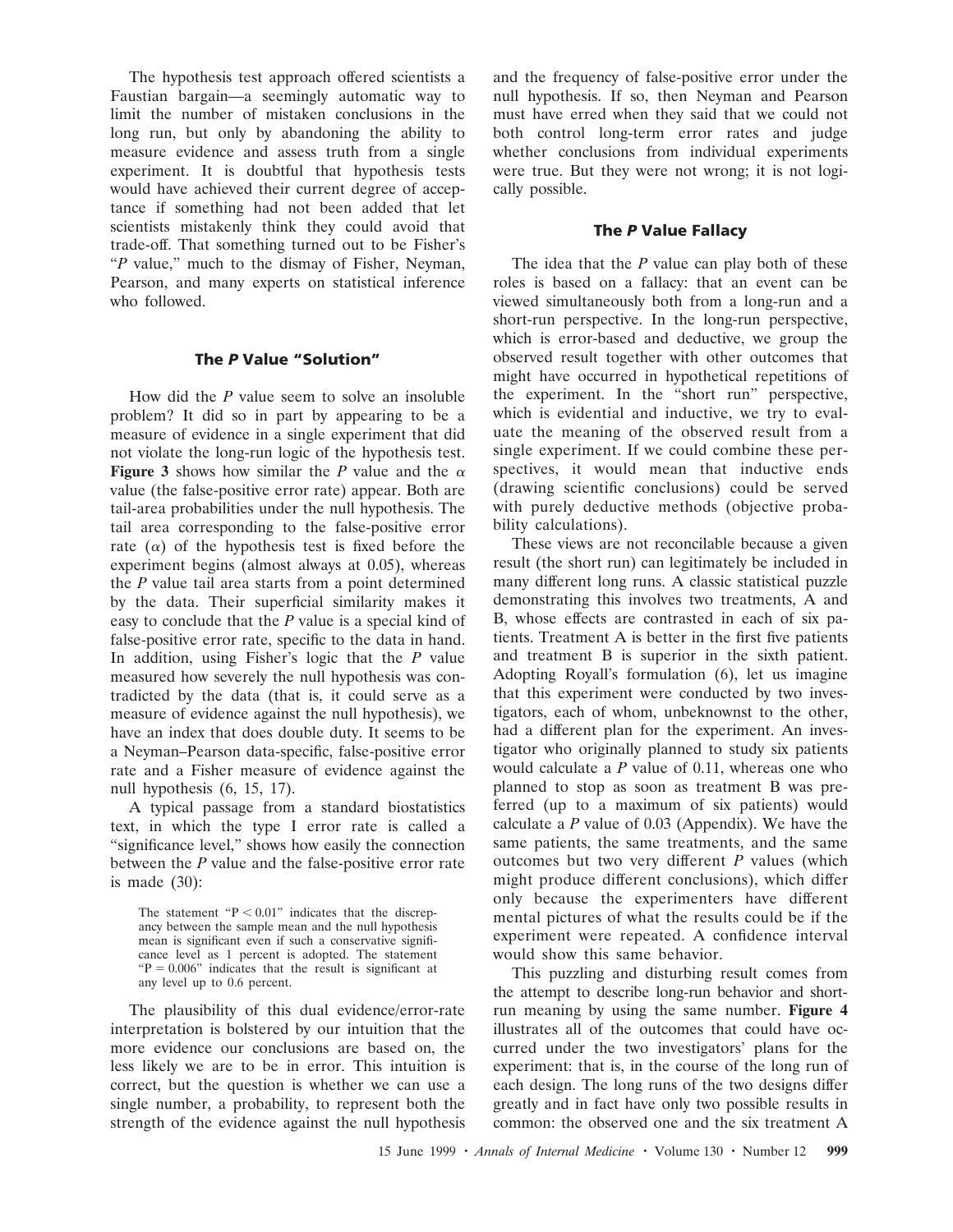The hypothesis test approach offered scientists a Faustian bargain—a seemingly automatic way to limit the number of mistaken conclusions in the long run, but only by abandoning the ability to measure evidence and assess truth from a single experiment. It is doubtful that hypothesis tests would have achieved their current degree of acceptance if something had not been added that let scientists mistakenly think they could avoid that trade-off. That something turned out to be Fisher's "*P* value," much to the dismay of Fisher, Neyman, Pearson, and many experts on statistical inference who followed.

## The *P* Value "Solution"

How did the *P* value seem to solve an insoluble problem? It did so in part by appearing to be a measure of evidence in a single experiment that did not violate the long-run logic of the hypothesis test. **Figure 3** shows how similar the *P* value and the $\alpha$ value (the false-positive error rate) appear. Both are tail-area probabilities under the null hypothesis. The tail area corresponding to the false-positive error rate ($\alpha$) of the hypothesis test is fixed before the experiment begins (almost always at 0.05), whereas the *P* value tail area starts from a point determined by the data. Their superficial similarity makes it easy to conclude that the *P* value is a special kind of false-positive error rate, specific to the data in hand. In addition, using Fisher's logic that the *P* value measured how severely the null hypothesis was contradicted by the data (that is, it could serve as a measure of evidence against the null hypothesis), we have an index that does double duty. It seems to be a Neyman–Pearson data-specific, false-positive error rate and a Fisher measure of evidence against the null hypothesis (6, 15, 17).

A typical passage from a standard biostatistics text, in which the type I error rate is called a "significance level," shows how easily the connection between the *P* value and the false-positive error rate is made (30):

> The statement "$P < 0.01$" indicates that the discrepancy between the sample mean and the null hypothesis mean is significant even if such a conservative significance level as 1 percent is adopted. The statement "$P = 0.006$" indicates that the result is significant at any level up to 0.6 percent.

The plausibility of this dual evidence/error-rate interpretation is bolstered by our intuition that the more evidence our conclusions are based on, the less likely we are to be in error. This intuition is correct, but the question is whether we can use a single number, a probability, to represent both the strength of the evidence against the null hypothesis and the frequency of false-positive error under the null hypothesis. If so, then Neyman and Pearson must have erred when they said that we could not both control long-term error rates and judge whether conclusions from individual experiments were true. But they were not wrong; it is not logically possible.

## The *P* Value Fallacy

The idea that the *P* value can play both of these roles is based on a fallacy: that an event can be viewed simultaneously both from a long-run and a short-run perspective. In the long-run perspective, which is error-based and deductive, we group the observed result together with other outcomes that might have occurred in hypothetical repetitions of the experiment. In the "short run" perspective, which is evidential and inductive, we try to evaluate the meaning of the observed result from a single experiment. If we could combine these perspectives, it would mean that inductive ends (drawing scientific conclusions) could be served with purely deductive methods (objective probability calculations).

These views are not reconcilable because a given result (the short run) can legitimately be included in many different long runs. A classic statistical puzzle demonstrating this involves two treatments, A and B, whose effects are contrasted in each of six patients. Treatment A is better in the first five patients and treatment B is superior in the sixth patient. Adopting Royall's formulation (6), let us imagine that this experiment were conducted by two investigators, each of whom, unbeknownst to the other, had a different plan for the experiment. An investigator who originally planned to study six patients would calculate a *P* value of 0.11, whereas one who planned to stop as soon as treatment B was preferred (up to a maximum of six patients) would calculate a *P* value of 0.03 (Appendix). We have the same patients, the same treatments, and the same outcomes but two very different *P* values (which might produce different conclusions), which differ only because the experimenters have different mental pictures of what the results could be if the experiment were repeated. A confidence interval would show this same behavior.

This puzzling and disturbing result comes from the attempt to describe long-run behavior and short-run meaning by using the same number. **Figure 4** illustrates all of the outcomes that could have occurred under the two investigators' plans for the experiment: that is, in the course of the long run of each design. The long runs of the two designs differ greatly and in fact have only two possible results in common: the observed one and the six treatment A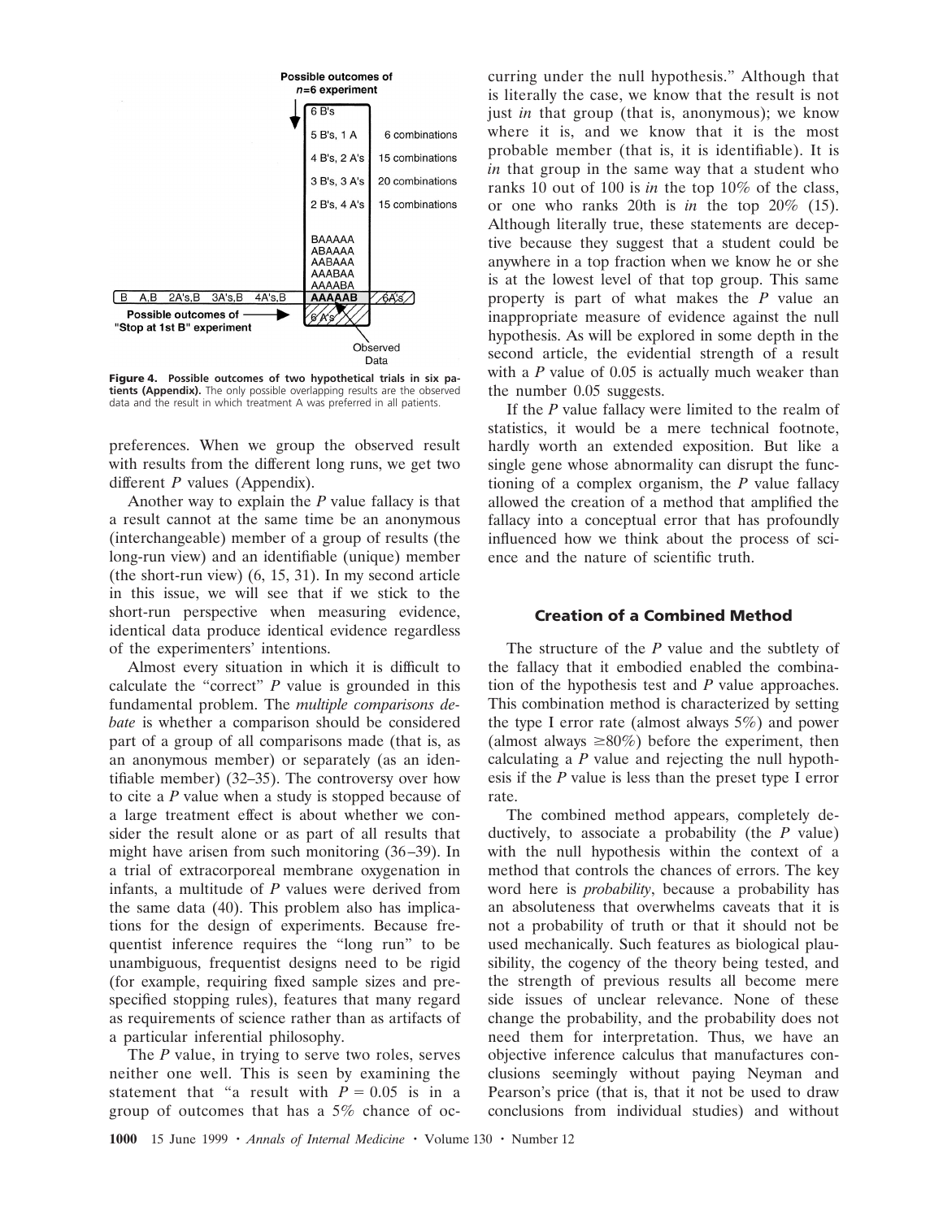Possible outcomes of
$n$=6 experiment

6 B's
5 B's, 1 A	6 combinations
4 B's, 2 A's	15 combinations
3 B's, 3 A's	20 combinations
2 B's, 4 A's	15 combinations

BAAAAA
ABAAAA
AABAAA
AAABAA
AAAABA
B A,B 2A's,B 3A's,B 4A's,B **AAAAAB** 6A's
6 A's

Possible outcomes of "Stop at 1st B" experiment

Observed Data

**Figure 4. Possible outcomes of two hypothetical trials in six patients (Appendix).** The only possible overlapping results are the observed data and the result in which treatment A was preferred in all patients.

preferences. When we group the observed result with results from the different long runs, we get two different *P* values (Appendix).

Another way to explain the *P* value fallacy is that a result cannot at the same time be an anonymous (interchangeable) member of a group of results (the long-run view) and an identifiable (unique) member (the short-run view) (6, 15, 31). In my second article in this issue, we will see that if we stick to the short-run perspective when measuring evidence, identical data produce identical evidence regardless of the experimenters' intentions.

Almost every situation in which it is difficult to calculate the "correct" *P* value is grounded in this fundamental problem. The *multiple comparisons debate* is whether a comparison should be considered part of a group of all comparisons made (that is, as an anonymous member) or separately (as an identifiable member) (32–35). The controversy over how to cite a *P* value when a study is stopped because of a large treatment effect is about whether we consider the result alone or as part of all results that might have arisen from such monitoring (36–39). In a trial of extracorporeal membrane oxygenation in infants, a multitude of *P* values were derived from the same data (40). This problem also has implications for the design of experiments. Because frequentist inference requires the "long run" to be unambiguous, frequentist designs need to be rigid (for example, requiring fixed sample sizes and prespecified stopping rules), features that many regard as requirements of science rather than as artifacts of a particular inferential philosophy.

The *P* value, in trying to serve two roles, serves neither one well. This is seen by examining the statement that "a result with $P = 0.05$ is in a group of outcomes that has a 5% chance of occurring under the null hypothesis." Although that is literally the case, we know that the result is not just *in* that group (that is, anonymous); we know where it is, and we know that it is the most probable member (that is, it is identifiable). It is *in* that group in the same way that a student who ranks 10 out of 100 is *in* the top 10% of the class, or one who ranks 20th is *in* the top 20% (15). Although literally true, these statements are deceptive because they suggest that a student could be anywhere in a top fraction when we know he or she is at the lowest level of that top group. This same property is part of what makes the *P* value an inappropriate measure of evidence against the null hypothesis. As will be explored in some depth in the second article, the evidential strength of a result with a *P* value of 0.05 is actually much weaker than the number 0.05 suggests.

If the *P* value fallacy were limited to the realm of statistics, it would be a mere technical footnote, hardly worth an extended exposition. But like a single gene whose abnormality can disrupt the functioning of a complex organism, the *P* value fallacy allowed the creation of a method that amplified the fallacy into a conceptual error that has profoundly influenced how we think about the process of science and the nature of scientific truth.

## Creation of a Combined Method

The structure of the *P* value and the subtlety of the fallacy that it embodied enabled the combination of the hypothesis test and *P* value approaches. This combination method is characterized by setting the type I error rate (almost always 5%) and power (almost always ≥80%) before the experiment, then calculating a *P* value and rejecting the null hypothesis if the *P* value is less than the preset type I error rate.

The combined method appears, completely deductively, to associate a probability (the *P* value) with the null hypothesis within the context of a method that controls the chances of errors. The key word here is *probability*, because a probability has an absoluteness that overwhelms caveats that it is not a probability of truth or that it should not be used mechanically. Such features as biological plausibility, the cogency of the theory being tested, and the strength of previous results all become mere side issues of unclear relevance. None of these change the probability, and the probability does not need them for interpretation. Thus, we have an objective inference calculus that manufactures conclusions seemingly without paying Neyman and Pearson's price (that is, that it not be used to draw conclusions from individual studies) and without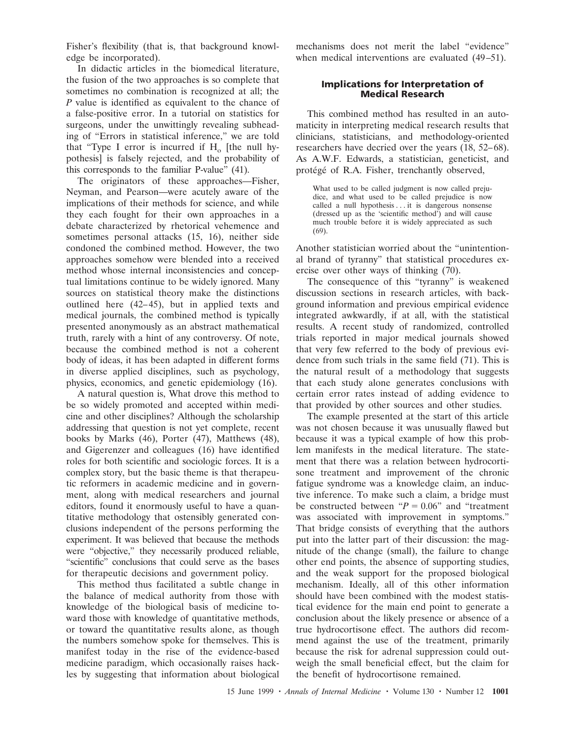Fisher's flexibility (that is, that background knowledge be incorporated).

In didactic articles in the biomedical literature, the fusion of the two approaches is so complete that sometimes no combination is recognized at all; the *P* value is identified as equivalent to the chance of a false-positive error. In a tutorial on statistics for surgeons, under the unwittingly revealing subheading of "Errors in statistical inference," we are told that "Type I error is incurred if $H_o$ [the null hypothesis] is falsely rejected, and the probability of this corresponds to the familiar P-value" (41).

The originators of these approaches—Fisher, Neyman, and Pearson—were acutely aware of the implications of their methods for science, and while they each fought for their own approaches in a debate characterized by rhetorical vehemence and sometimes personal attacks (15, 16), neither side condoned the combined method. However, the two approaches somehow were blended into a received method whose internal inconsistencies and conceptual limitations continue to be widely ignored. Many sources on statistical theory make the distinctions outlined here (42–45), but in applied texts and medical journals, the combined method is typically presented anonymously as an abstract mathematical truth, rarely with a hint of any controversy. Of note, because the combined method is not a coherent body of ideas, it has been adapted in different forms in diverse applied disciplines, such as psychology, physics, economics, and genetic epidemiology (16).

A natural question is, What drove this method to be so widely promoted and accepted within medicine and other disciplines? Although the scholarship addressing that question is not yet complete, recent books by Marks (46), Porter (47), Matthews (48), and Gigerenzer and colleagues (16) have identified roles for both scientific and sociologic forces. It is a complex story, but the basic theme is that therapeutic reformers in academic medicine and in government, along with medical researchers and journal editors, found it enormously useful to have a quantitative methodology that ostensibly generated conclusions independent of the persons performing the experiment. It was believed that because the methods were "objective," they necessarily produced reliable, "scientific" conclusions that could serve as the bases for therapeutic decisions and government policy.

This method thus facilitated a subtle change in the balance of medical authority from those with knowledge of the biological basis of medicine toward those with knowledge of quantitative methods, or toward the quantitative results alone, as though the numbers somehow spoke for themselves. This is manifest today in the rise of the evidence-based medicine paradigm, which occasionally raises hackles by suggesting that information about biological mechanisms does not merit the label "evidence" when medical interventions are evaluated (49–51).

## Implications for Interpretation of Medical Research

This combined method has resulted in an automaticity in interpreting medical research results that clinicians, statisticians, and methodology-oriented researchers have decried over the years (18, 52–68). As A.W.F. Edwards, a statistician, geneticist, and protégé of R.A. Fisher, trenchantly observed,

> What used to be called judgment is now called prejudice, and what used to be called prejudice is now called a null hypothesis . . . it is dangerous nonsense (dressed up as the 'scientific method') and will cause much trouble before it is widely appreciated as such (69).

Another statistician worried about the "unintentional brand of tyranny" that statistical procedures exercise over other ways of thinking (70).

The consequence of this "tyranny" is weakened discussion sections in research articles, with background information and previous empirical evidence integrated awkwardly, if at all, with the statistical results. A recent study of randomized, controlled trials reported in major medical journals showed that very few referred to the body of previous evidence from such trials in the same field (71). This is the natural result of a methodology that suggests that each study alone generates conclusions with certain error rates instead of adding evidence to that provided by other sources and other studies.

The example presented at the start of this article was not chosen because it was unusually flawed but because it was a typical example of how this problem manifests in the medical literature. The statement that there was a relation between hydrocortisone treatment and improvement of the chronic fatigue syndrome was a knowledge claim, an inductive inference. To make such a claim, a bridge must be constructed between "$P = 0.06$" and "treatment was associated with improvement in symptoms." That bridge consists of everything that the authors put into the latter part of their discussion: the magnitude of the change (small), the failure to change other end points, the absence of supporting studies, and the weak support for the proposed biological mechanism. Ideally, all of this other information should have been combined with the modest statistical evidence for the main end point to generate a conclusion about the likely presence or absence of a true hydrocortisone effect. The authors did recommend against the use of the treatment, primarily because the risk for adrenal suppression could outweigh the small beneficial effect, but the claim for the benefit of hydrocortisone remained.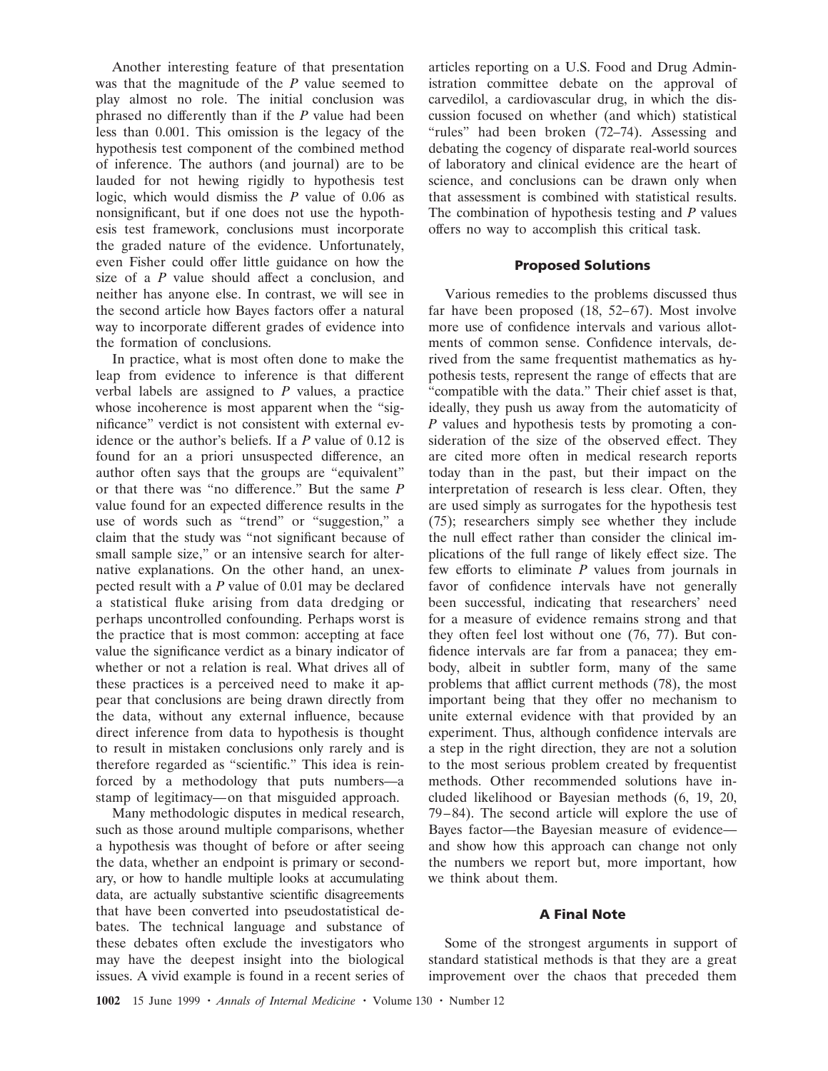Another interesting feature of that presentation was that the magnitude of the *P* value seemed to play almost no role. The initial conclusion was phrased no differently than if the *P* value had been less than 0.001. This omission is the legacy of the hypothesis test component of the combined method of inference. The authors (and journal) are to be lauded for not hewing rigidly to hypothesis test logic, which would dismiss the *P* value of 0.06 as nonsignificant, but if one does not use the hypothesis test framework, conclusions must incorporate the graded nature of the evidence. Unfortunately, even Fisher could offer little guidance on how the size of a *P* value should affect a conclusion, and neither has anyone else. In contrast, we will see in the second article how Bayes factors offer a natural way to incorporate different grades of evidence into the formation of conclusions.

In practice, what is most often done to make the leap from evidence to inference is that different verbal labels are assigned to *P* values, a practice whose incoherence is most apparent when the "significance" verdict is not consistent with external evidence or the author's beliefs. If a *P* value of 0.12 is found for an a priori unsuspected difference, an author often says that the groups are "equivalent" or that there was "no difference." But the same *P* value found for an expected difference results in the use of words such as "trend" or "suggestion," a claim that the study was "not significant because of small sample size," or an intensive search for alternative explanations. On the other hand, an unexpected result with a *P* value of 0.01 may be declared a statistical fluke arising from data dredging or perhaps uncontrolled confounding. Perhaps worst is the practice that is most common: accepting at face value the significance verdict as a binary indicator of whether or not a relation is real. What drives all of these practices is a perceived need to make it appear that conclusions are being drawn directly from the data, without any external influence, because direct inference from data to hypothesis is thought to result in mistaken conclusions only rarely and is therefore regarded as "scientific." This idea is reinforced by a methodology that puts numbers—a stamp of legitimacy—on that misguided approach.

Many methodologic disputes in medical research, such as those around multiple comparisons, whether a hypothesis was thought of before or after seeing the data, whether an endpoint is primary or secondary, or how to handle multiple looks at accumulating data, are actually substantive scientific disagreements that have been converted into pseudostatistical debates. The technical language and substance of these debates often exclude the investigators who may have the deepest insight into the biological issues. A vivid example is found in a recent series of articles reporting on a U.S. Food and Drug Administration committee debate on the approval of carvedilol, a cardiovascular drug, in which the discussion focused on whether (and which) statistical "rules" had been broken (72–74). Assessing and debating the cogency of disparate real-world sources of laboratory and clinical evidence are the heart of science, and conclusions can be drawn only when that assessment is combined with statistical results. The combination of hypothesis testing and *P* values offers no way to accomplish this critical task.

## Proposed Solutions

Various remedies to the problems discussed thus far have been proposed (18, 52–67). Most involve more use of confidence intervals and various allotments of common sense. Confidence intervals, derived from the same frequentist mathematics as hypothesis tests, represent the range of effects that are "compatible with the data." Their chief asset is that, ideally, they push us away from the automaticity of *P* values and hypothesis tests by promoting a consideration of the size of the observed effect. They are cited more often in medical research reports today than in the past, but their impact on the interpretation of research is less clear. Often, they are used simply as surrogates for the hypothesis test (75); researchers simply see whether they include the null effect rather than consider the clinical implications of the full range of likely effect size. The few efforts to eliminate *P* values from journals in favor of confidence intervals have not generally been successful, indicating that researchers' need for a measure of evidence remains strong and that they often feel lost without one (76, 77). But confidence intervals are far from a panacea; they embody, albeit in subtler form, many of the same problems that afflict current methods (78), the most important being that they offer no mechanism to unite external evidence with that provided by an experiment. Thus, although confidence intervals are a step in the right direction, they are not a solution to the most serious problem created by frequentist methods. Other recommended solutions have included likelihood or Bayesian methods (6, 19, 20, 79–84). The second article will explore the use of Bayes factor—the Bayesian measure of evidence—and show how this approach can change not only the numbers we report but, more important, how we think about them.

## A Final Note

Some of the strongest arguments in support of standard statistical methods is that they are a great improvement over the chaos that preceded them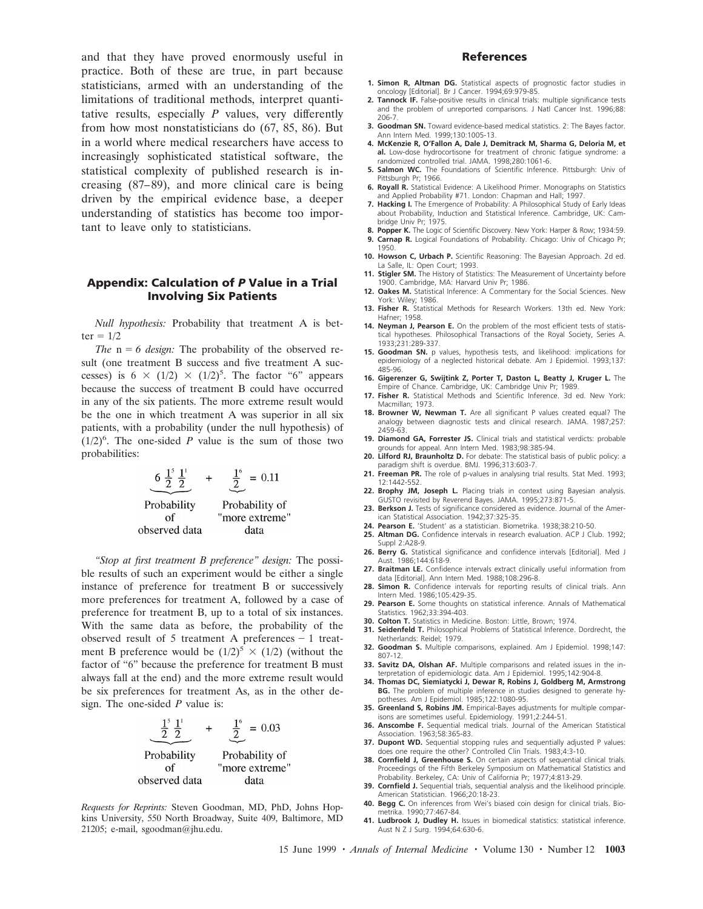and that they have proved enormously useful in practice. Both of these are true, in part because statisticians, armed with an understanding of the limitations of traditional methods, interpret quantitative results, especially *P* values, very differently from how most nonstatisticians do (67, 85, 86). But in a world where medical researchers have access to increasingly sophisticated statistical software, the statistical complexity of published research is increasing (87–89), and more clinical care is being driven by the empirical evidence base, a deeper understanding of statistics has become too important to leave only to statisticians.

## Appendix: Calculation of *P* Value in a Trial Involving Six Patients

*Null hypothesis:* Probability that treatment A is better = 1/2

*The* n = *6 design:* The probability of the observed result (one treatment B success and five treatment A successes) is $6 \times (1/2) \times (1/2)^5$. The factor "6" appears because the success of treatment B could have occurred in any of the six patients. The more extreme result would be the one in which treatment A was superior in all six patients, with a probability (under the null hypothesis) of $(1/2)^6$. The one-sided *P* value is the sum of those two probabilities:

$$\underbrace{6\,\frac{1}{2}^{5}\,\frac{1}{2}^{1}}_{\substack{\text{Probability}\\ \text{of}\\ \text{observed data}}} + \underbrace{\frac{1}{2}^{6}}_{\substack{\text{Probability of}\\ \text{"more extreme"}\\ \text{data}}} = 0.11$$

*"Stop at first treatment B preference" design:* The possible results of such an experiment would be either a single instance of preference for treatment B or successively more preferences for treatment A, followed by a case of preference for treatment B, up to a total of six instances. With the same data as before, the probability of the observed result of 5 treatment A preferences − 1 treatment B preference would be $(1/2)^5 \times (1/2)$ (without the factor of "6" because the preference for treatment B must always fall at the end) and the more extreme result would be six preferences for treatment As, as in the other design. The one-sided *P* value is:

$$\underbrace{\frac{1}{2}^{5}\,\frac{1}{2}^{1}}_{\substack{\text{Probability}\\ \text{of}\\ \text{observed data}}} + \underbrace{\frac{1}{2}^{6}}_{\substack{\text{Probability of}\\ \text{"more extreme"}\\ \text{data}}} = 0.03$$

*Requests for Reprints:* Steven Goodman, MD, PhD, Johns Hopkins University, 550 North Broadway, Suite 409, Baltimore, MD 21205; e-mail, sgoodman@jhu.edu.

## References

1. **Simon R, Altman DG.** Statistical aspects of prognostic factor studies in oncology [Editorial]. Br J Cancer. 1994;69:979-85.
2. **Tannock IF.** False-positive results in clinical trials: multiple significance tests and the problem of unreported comparisons. J Natl Cancer Inst. 1996;88:206-7.
3. **Goodman SN.** Toward evidence-based medical statistics. 2: The Bayes factor. Ann Intern Med. 1999;130:1005-13.
4. **McKenzie R, O'Fallon A, Dale J, Demitrack M, Sharma G, Deloria M, et al.** Low-dose hydrocortisone for treatment of chronic fatigue syndrome: a randomized controlled trial. JAMA. 1998;280:1061-6.
5. **Salmon WC.** The Foundations of Scientific Inference. Pittsburgh: Univ of Pittsburgh Pr; 1966.
6. **Royall R.** Statistical Evidence: A Likelihood Primer. Monographs on Statistics and Applied Probability #71. London: Chapman and Hall; 1997.
7. **Hacking I.** The Emergence of Probability: A Philosophical Study of Early Ideas about Probability, Induction and Statistical Inference. Cambridge, UK: Cambridge Univ Pr; 1975.
8. **Popper K.** The Logic of Scientific Discovery. New York: Harper & Row; 1934:59.
9. **Carnap R.** Logical Foundations of Probability. Chicago: Univ of Chicago Pr; 1950.
10. **Howson C, Urbach P.** Scientific Reasoning: The Bayesian Approach. 2d ed. La Salle, IL: Open Court; 1993.
11. **Stigler SM.** The History of Statistics: The Measurement of Uncertainty before 1900. Cambridge, MA: Harvard Univ Pr; 1986.
12. **Oakes M.** Statistical Inference: A Commentary for the Social Sciences. New York: Wiley; 1986.
13. **Fisher R.** Statistical Methods for Research Workers. 13th ed. New York: Hafner; 1958.
14. **Neyman J, Pearson E.** On the problem of the most efficient tests of statistical hypotheses. Philosophical Transactions of the Royal Society, Series A. 1933;231:289-337.
15. **Goodman SN.** p values, hypothesis tests, and likelihood: implications for epidemiology of a neglected historical debate. Am J Epidemiol. 1993;137:485-96.
16. **Gigerenzer G, Swijtink Z, Porter T, Daston L, Beatty J, Kruger L.** The Empire of Chance. Cambridge, UK: Cambridge Univ Pr; 1989.
17. **Fisher R.** Statistical Methods and Scientific Inference. 3d ed. New York: Macmillan; 1973.
18. **Browner W, Newman T.** Are all significant P values created equal? The analogy between diagnostic tests and clinical research. JAMA. 1987;257:2459-63.
19. **Diamond GA, Forrester JS.** Clinical trials and statistical verdicts: probable grounds for appeal. Ann Intern Med. 1983;98:385-94.
20. **Lilford RJ, Braunholtz D.** For debate: The statistical basis of public policy: a paradigm shift is overdue. BMJ. 1996;313:603-7.
21. **Freeman PR.** The role of p-values in analysing trial results. Stat Med. 1993;12:1442-552.
22. **Brophy JM, Joseph L.** Placing trials in context using Bayesian analysis. GUSTO revisited by Reverend Bayes. JAMA. 1995;273:871-5.
23. **Berkson J.** Tests of significance considered as evidence. Journal of the American Statistical Association. 1942;37:325-35.
24. **Pearson E.** 'Student' as a statistician. Biometrika. 1938;38:210-50.
25. **Altman DG.** Confidence intervals in research evaluation. ACP J Club. 1992; Suppl 2:A28-9.
26. **Berry G.** Statistical significance and confidence intervals [Editorial]. Med J Aust. 1986;144:618-9.
27. **Braitman LE.** Confidence intervals extract clinically useful information from data [Editorial]. Ann Intern Med. 1988;108:296-8.
28. **Simon R.** Confidence intervals for reporting results of clinical trials. Ann Intern Med. 1986;105:429-35.
29. **Pearson E.** Some thoughts on statistical inference. Annals of Mathematical Statistics. 1962;33:394-403.
30. **Colton T.** Statistics in Medicine. Boston: Little, Brown; 1974.
31. **Seidenfeld T.** Philosophical Problems of Statistical Inference. Dordrecht, the Netherlands: Reidel; 1979.
32. **Goodman S.** Multiple comparisons, explained. Am J Epidemiol. 1998;147:807-12.
33. **Savitz DA, Olshan AF.** Multiple comparisons and related issues in the interpretation of epidemiologic data. Am J Epidemiol. 1995;142:904-8.
34. **Thomas DC, Siemiatycki J, Dewar R, Robins J, Goldberg M, Armstrong BG.** The problem of multiple inference in studies designed to generate hypotheses. Am J Epidemiol. 1985;122:1080-95.
35. **Greenland S, Robins JM.** Empirical-Bayes adjustments for multiple comparisons are sometimes useful. Epidemiology. 1991;2:244-51.
36. **Anscombe F.** Sequential medical trials. Journal of the American Statistical Association. 1963;58:365-83.
37. **Dupont WD.** Sequential stopping rules and sequentially adjusted P values: does one require the other? Controlled Clin Trials. 1983;4:3-10.
38. **Cornfield J, Greenhouse S.** On certain aspects of sequential clinical trials. Proceedings of the Fifth Berkeley Symposium on Mathematical Statistics and Probability. Berkeley, CA: Univ of California Pr; 1977;4:813-29.
39. **Cornfield J.** Sequential trials, sequential analysis and the likelihood principle. American Statistician. 1966;20:18-23.
40. **Begg C.** On inferences from Wei's biased coin design for clinical trials. Biometrika. 1990;77:467-84.
41. **Ludbrook J, Dudley H.** Issues in biomedical statistics: statistical inference. Aust N Z J Surg. 1994;64:630-6.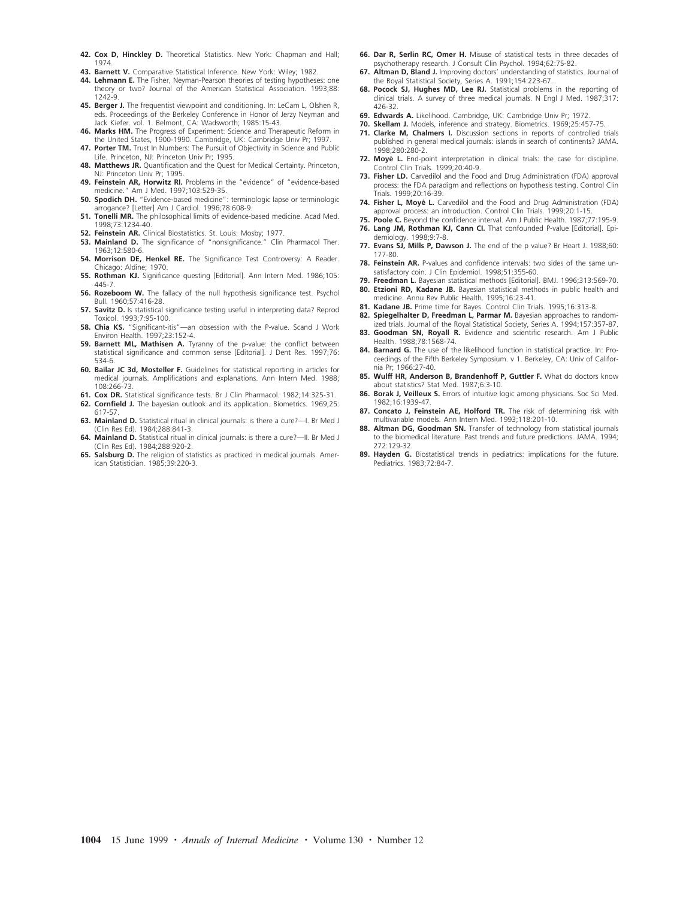42. **Cox D, Hinckley D.** Theoretical Statistics. New York: Chapman and Hall; 1974.
43. **Barnett V.** Comparative Statistical Inference. New York: Wiley; 1982.
44. **Lehmann E.** The Fisher, Neyman-Pearson theories of testing hypotheses: one theory or two? Journal of the American Statistical Association. 1993;88: 1242-9.
45. **Berger J.** The frequentist viewpoint and conditioning. In: LeCam L, Olshen R, eds. Proceedings of the Berkeley Conference in Honor of Jerzy Neyman and Jack Kiefer. vol. 1. Belmont, CA: Wadsworth; 1985:15-43.
46. **Marks HM.** The Progress of Experiment: Science and Therapeutic Reform in the United States, 1900-1990. Cambridge, UK: Cambridge Univ Pr; 1997.
47. **Porter TM.** Trust In Numbers: The Pursuit of Objectivity in Science and Public Life. Princeton, NJ: Princeton Univ Pr; 1995.
48. **Matthews JR.** Quantification and the Quest for Medical Certainty. Princeton, NJ: Princeton Univ Pr; 1995.
49. **Feinstein AR, Horwitz RI.** Problems in the "evidence" of "evidence-based medicine." Am J Med. 1997;103:529-35.
50. **Spodich DH.** "Evidence-based medicine": terminologic lapse or terminologic arrogance? [Letter] Am J Cardiol. 1996;78:608-9.
51. **Tonelli MR.** The philosophical limits of evidence-based medicine. Acad Med. 1998;73:1234-40.
52. **Feinstein AR.** Clinical Biostatistics. St. Louis: Mosby; 1977.
53. **Mainland D.** The significance of "nonsignificance." Clin Pharmacol Ther. 1963;12:580-6.
54. **Morrison DE, Henkel RE.** The Significance Test Controversy: A Reader. Chicago: Aldine; 1970.
55. **Rothman KJ.** Significance questing [Editorial]. Ann Intern Med. 1986;105: 445-7.
56. **Rozeboom W.** The fallacy of the null hypothesis significance test. Psychol Bull. 1960;57:416-28.
57. **Savitz D.** Is statistical significance testing useful in interpreting data? Reprod Toxicol. 1993;7:95-100.
58. **Chia KS.** "Significant-itis"—an obsession with the P-value. Scand J Work Environ Health. 1997;23:152-4.
59. **Barnett ML, Mathisen A.** Tyranny of the p-value: the conflict between statistical significance and common sense [Editorial]. J Dent Res. 1997;76: 534-6.
60. **Bailar JC 3d, Mosteller F.** Guidelines for statistical reporting in articles for medical journals. Amplifications and explanations. Ann Intern Med. 1988; 108:266-73.
61. **Cox DR.** Statistical significance tests. Br J Clin Pharmacol. 1982;14:325-31.
62. **Cornfield J.** The bayesian outlook and its application. Biometrics. 1969;25: 617-57.
63. **Mainland D.** Statistical ritual in clinical journals: is there a cure?—I. Br Med J (Clin Res Ed). 1984;288:841-3.
64. **Mainland D.** Statistical ritual in clinical journals: is there a cure?—II. Br Med J (Clin Res Ed). 1984;288:920-2.
65. **Salsburg D.** The religion of statistics as practiced in medical journals. American Statistician. 1985;39:220-3.
66. **Dar R, Serlin RC, Omer H.** Misuse of statistical tests in three decades of psychotherapy research. J Consult Clin Psychol. 1994;62:75-82.
67. **Altman D, Bland J.** Improving doctors' understanding of statistics. Journal of the Royal Statistical Society, Series A. 1991;154:223-67.
68. **Pocock SJ, Hughes MD, Lee RJ.** Statistical problems in the reporting of clinical trials. A survey of three medical journals. N Engl J Med. 1987;317: 426-32.
69. **Edwards A.** Likelihood. Cambridge, UK: Cambridge Univ Pr; 1972.
70. **Skellam J.** Models, inference and strategy. Biometrics. 1969;25:457-75.
71. **Clarke M, Chalmers I.** Discussion sections in reports of controlled trials published in general medical journals: islands in search of continents? JAMA. 1998;280:280-2.
72. **Moyé L.** End-point interpretation in clinical trials: the case for discipline. Control Clin Trials. 1999;20:40-9.
73. **Fisher LD.** Carvedilol and the Food and Drug Administration (FDA) approval process: the FDA paradigm and reflections on hypothesis testing. Control Clin Trials. 1999;20:16-39.
74. **Fisher L, Moyé L.** Carvedilol and the Food and Drug Administration (FDA) approval process: an introduction. Control Clin Trials. 1999;20:1-15.
75. **Poole C.** Beyond the confidence interval. Am J Public Health. 1987;77:195-9.
76. **Lang JM, Rothman KJ, Cann CI.** That confounded P-value [Editorial]. Epidemiology. 1998;9:7-8.
77. **Evans SJ, Mills P, Dawson J.** The end of the p value? Br Heart J. 1988;60: 177-80.
78. **Feinstein AR.** P-values and confidence intervals: two sides of the same unsatisfactory coin. J Clin Epidemiol. 1998;51:355-60.
79. **Freedman L.** Bayesian statistical methods [Editorial]. BMJ. 1996;313:569-70.
80. **Etzioni RD, Kadane JB.** Bayesian statistical methods in public health and medicine. Annu Rev Public Health. 1995;16:23-41.
81. **Kadane JB.** Prime time for Bayes. Control Clin Trials. 1995;16:313-8.
82. **Spiegelhalter D, Freedman L, Parmar M.** Bayesian approaches to randomized trials. Journal of the Royal Statistical Society, Series A. 1994;157:357-87.
83. **Goodman SN, Royall R.** Evidence and scientific research. Am J Public Health. 1988;78:1568-74.
84. **Barnard G.** The use of the likelihood function in statistical practice. In: Proceedings of the Fifth Berkeley Symposium. v 1. Berkeley, CA: Univ of California Pr; 1966:27-40.
85. **Wulff HR, Anderson B, Brandenhoff P, Guttler F.** What do doctors know about statistics? Stat Med. 1987;6:3-10.
86. **Borak J, Veilleux S.** Errors of intuitive logic among physicians. Soc Sci Med. 1982;16:1939-47.
87. **Concato J, Feinstein AE, Holford TR.** The risk of determining risk with multivariable models. Ann Intern Med. 1993;118:201-10.
88. **Altman DG, Goodman SN.** Transfer of technology from statistical journals to the biomedical literature. Past trends and future predictions. JAMA. 1994; 272:129-32.
89. **Hayden G.** Biostatistical trends in pediatrics: implications for the future. Pediatrics. 1983;72:84-7.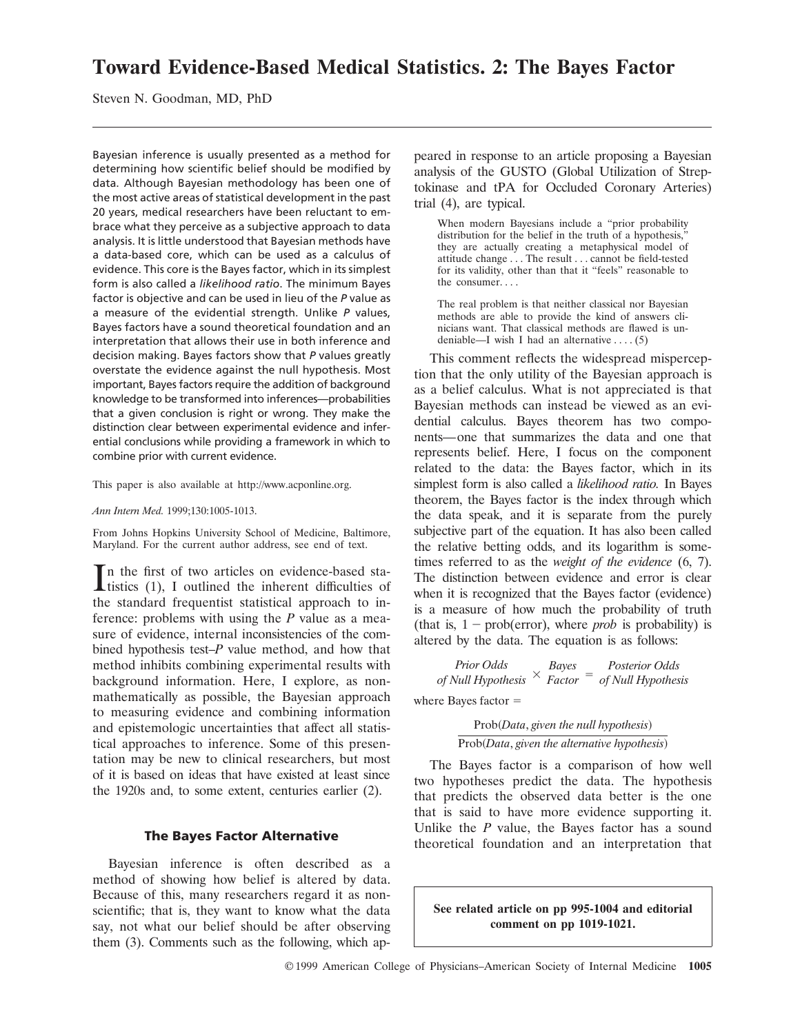# Toward Evidence-Based Medical Statistics. 2: The Bayes Factor

Steven N. Goodman, MD, PhD

Bayesian inference is usually presented as a method for determining how scientific belief should be modified by data. Although Bayesian methodology has been one of the most active areas of statistical development in the past 20 years, medical researchers have been reluctant to embrace what they perceive as a subjective approach to data analysis. It is little understood that Bayesian methods have a data-based core, which can be used as a calculus of evidence. This core is the Bayes factor, which in its simplest form is also called a *likelihood ratio*. The minimum Bayes factor is objective and can be used in lieu of the *P* value as a measure of the evidential strength. Unlike *P* values, Bayes factors have a sound theoretical foundation and an interpretation that allows their use in both inference and decision making. Bayes factors show that *P* values greatly overstate the evidence against the null hypothesis. Most important, Bayes factors require the addition of background knowledge to be transformed into inferences—probabilities that a given conclusion is right or wrong. They make the distinction clear between experimental evidence and inferential conclusions while providing a framework in which to combine prior with current evidence.

This paper is also available at http://www.acponline.org.

*Ann Intern Med.* 1999;130:1005-1013.

From Johns Hopkins University School of Medicine, Baltimore, Maryland. For the current author address, see end of text.

In the first of two articles on evidence-based statistics (1), I outlined the inherent difficulties of the standard frequentist statistical approach to inference: problems with using the *P* value as a measure of evidence, internal inconsistencies of the combined hypothesis test–*P* value method, and how that method inhibits combining experimental results with background information. Here, I explore, as nonmathematically as possible, the Bayesian approach to measuring evidence and combining information and epistemologic uncertainties that affect all statistical approaches to inference. Some of this presentation may be new to clinical researchers, but most of it is based on ideas that have existed at least since the 1920s and, to some extent, centuries earlier (2).

## The Bayes Factor Alternative

Bayesian inference is often described as a method of showing how belief is altered by data. Because of this, many researchers regard it as nonscientific; that is, they want to know what the data say, not what our belief should be after observing them (3). Comments such as the following, which appeared in response to an article proposing a Bayesian analysis of the GUSTO (Global Utilization of Streptokinase and tPA for Occluded Coronary Arteries) trial (4), are typical.

> When modern Bayesians include a "prior probability distribution for the belief in the truth of a hypothesis," they are actually creating a metaphysical model of attitude change . . . The result . . . cannot be field-tested for its validity, other than that it "feels" reasonable to the consumer. . . .
>
> The real problem is that neither classical nor Bayesian methods are able to provide the kind of answers clinicians want. That classical methods are flawed is undeniable—I wish I had an alternative . . . . (5)

This comment reflects the widespread misperception that the only utility of the Bayesian approach is as a belief calculus. What is not appreciated is that Bayesian methods can instead be viewed as an evidential calculus. Bayes theorem has two components—one that summarizes the data and one that represents belief. Here, I focus on the component related to the data: the Bayes factor, which in its simplest form is also called a *likelihood ratio*. In Bayes theorem, the Bayes factor is the index through which the data speak, and it is separate from the purely subjective part of the equation. It has also been called the relative betting odds, and its logarithm is sometimes referred to as the *weight of the evidence* (6, 7). The distinction between evidence and error is clear when it is recognized that the Bayes factor (evidence) is a measure of how much the probability of truth (that is, 1 − prob(error), where *prob* is probability) is altered by the data. The equation is as follows:

$$\textit{Prior Odds of Null Hypothesis} \times \textit{Bayes Factor} = \textit{Posterior Odds of Null Hypothesis}$$

where Bayes factor =

$$\frac{\text{Prob}(\textit{Data, given the null hypothesis})}{\text{Prob}(\textit{Data, given the alternative hypothesis})}$$

The Bayes factor is a comparison of how well two hypotheses predict the data. The hypothesis that predicts the observed data better is the one that is said to have more evidence supporting it. Unlike the *P* value, the Bayes factor has a sound theoretical foundation and an interpretation that

**See related article on pp 995-1004 and editorial comment on pp 1019-1021.**

© 1999 American College of Physicians–American Society of Internal Medicine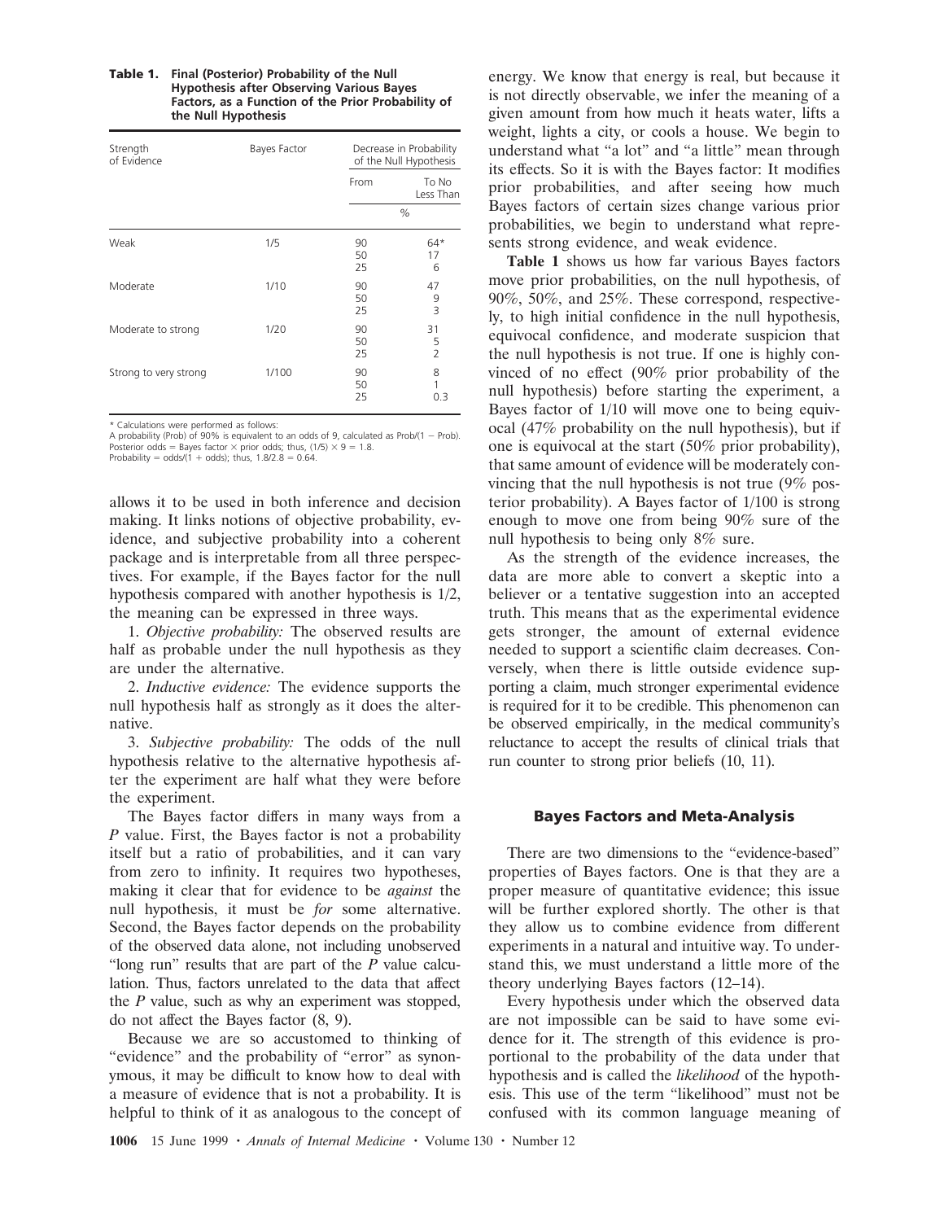**Table 1. Final (Posterior) Probability of the Null Hypothesis after Observing Various Bayes Factors, as a Function of the Prior Probability of the Null Hypothesis**

| Strength of Evidence | Bayes Factor | Decrease in Probability of the Null Hypothesis | |
|---|---|---|---|
| | | From | To No Less Than |
| | | % | |
| Weak | 1/5 | 90 | 64* |
| | | 50 | 17 |
| | | 25 | 6 |
| Moderate | 1/10 | 90 | 47 |
| | | 50 | 9 |
| | | 25 | 3 |
| Moderate to strong | 1/20 | 90 | 31 |
| | | 50 | 5 |
| | | 25 | 2 |
| Strong to very strong | 1/100 | 90 | 8 |
| | | 50 | 1 |
| | | 25 | 0.3 |

\* Calculations were performed as follows:
A probability (Prob) of 90% is equivalent to an odds of 9, calculated as Prob/(1 − Prob).
Posterior odds = Bayes factor × prior odds; thus, (1/5) × 9 = 1.8.
Probability = odds/(1 + odds); thus, 1.8/2.8 = 0.64.

allows it to be used in both inference and decision making. It links notions of objective probability, evidence, and subjective probability into a coherent package and is interpretable from all three perspectives. For example, if the Bayes factor for the null hypothesis compared with another hypothesis is 1/2, the meaning can be expressed in three ways.

1. *Objective probability:* The observed results are half as probable under the null hypothesis as they are under the alternative.

2. *Inductive evidence:* The evidence supports the null hypothesis half as strongly as it does the alternative.

3. *Subjective probability:* The odds of the null hypothesis relative to the alternative hypothesis after the experiment are half what they were before the experiment.

The Bayes factor differs in many ways from a *P* value. First, the Bayes factor is not a probability itself but a ratio of probabilities, and it can vary from zero to infinity. It requires two hypotheses, making it clear that for evidence to be *against* the null hypothesis, it must be *for* some alternative. Second, the Bayes factor depends on the probability of the observed data alone, not including unobserved "long run" results that are part of the *P* value calculation. Thus, factors unrelated to the data that affect the *P* value, such as why an experiment was stopped, do not affect the Bayes factor (8, 9).

Because we are so accustomed to thinking of "evidence" and the probability of "error" as synonymous, it may be difficult to know how to deal with a measure of evidence that is not a probability. It is helpful to think of it as analogous to the concept of energy. We know that energy is real, but because it is not directly observable, we infer the meaning of a given amount from how much it heats water, lifts a weight, lights a city, or cools a house. We begin to understand what "a lot" and "a little" mean through its effects. So it is with the Bayes factor: It modifies prior probabilities, and after seeing how much Bayes factors of certain sizes change various prior probabilities, we begin to understand what represents strong evidence, and weak evidence.

**Table 1** shows us how far various Bayes factors move prior probabilities, on the null hypothesis, of 90%, 50%, and 25%. These correspond, respectively, to high initial confidence in the null hypothesis, equivocal confidence, and moderate suspicion that the null hypothesis is not true. If one is highly convinced of no effect (90% prior probability of the null hypothesis) before starting the experiment, a Bayes factor of 1/10 will move one to being equivocal (47% probability on the null hypothesis), but if one is equivocal at the start (50% prior probability), that same amount of evidence will be moderately convincing that the null hypothesis is not true (9% posterior probability). A Bayes factor of 1/100 is strong enough to move one from being 90% sure of the null hypothesis to being only 8% sure.

As the strength of the evidence increases, the data are more able to convert a skeptic into a believer or a tentative suggestion into an accepted truth. This means that as the experimental evidence gets stronger, the amount of external evidence needed to support a scientific claim decreases. Conversely, when there is little outside evidence supporting a claim, much stronger experimental evidence is required for it to be credible. This phenomenon can be observed empirically, in the medical community's reluctance to accept the results of clinical trials that run counter to strong prior beliefs (10, 11).

## Bayes Factors and Meta-Analysis

There are two dimensions to the "evidence-based" properties of Bayes factors. One is that they are a proper measure of quantitative evidence; this issue will be further explored shortly. The other is that they allow us to combine evidence from different experiments in a natural and intuitive way. To understand this, we must understand a little more of the theory underlying Bayes factors (12–14).

Every hypothesis under which the observed data are not impossible can be said to have some evidence for it. The strength of this evidence is proportional to the probability of the data under that hypothesis and is called the *likelihood* of the hypothesis. This use of the term "likelihood" must not be confused with its common language meaning of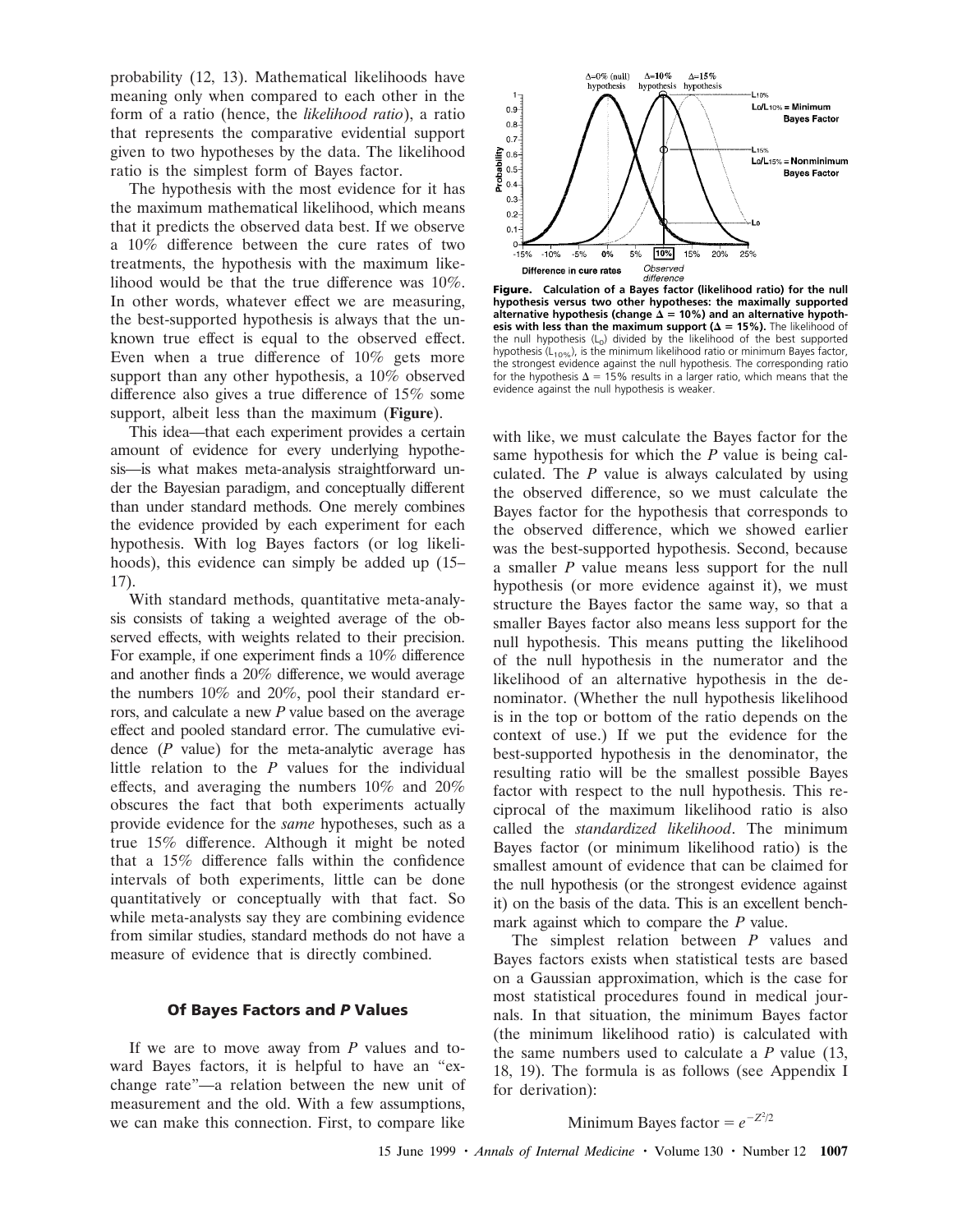probability (12, 13). Mathematical likelihoods have meaning only when compared to each other in the form of a ratio (hence, the *likelihood ratio*), a ratio that represents the comparative evidential support given to two hypotheses by the data. The likelihood ratio is the simplest form of Bayes factor.

The hypothesis with the most evidence for it has the maximum mathematical likelihood, which means that it predicts the observed data best. If we observe a 10% difference between the cure rates of two treatments, the hypothesis with the maximum likelihood would be that the true difference was 10%. In other words, whatever effect we are measuring, the best-supported hypothesis is always that the unknown true effect is equal to the observed effect. Even when a true difference of 10% gets more support than any other hypothesis, a 10% observed difference also gives a true difference of 15% some support, albeit less than the maximum (**Figure**).

This idea—that each experiment provides a certain amount of evidence for every underlying hypothesis—is what makes meta-analysis straightforward under the Bayesian paradigm, and conceptually different than under standard methods. One merely combines the evidence provided by each experiment for each hypothesis. With log Bayes factors (or log likelihoods), this evidence can simply be added up (15–17).

With standard methods, quantitative meta-analysis consists of taking a weighted average of the observed effects, with weights related to their precision. For example, if one experiment finds a 10% difference and another finds a 20% difference, we would average the numbers 10% and 20%, pool their standard errors, and calculate a new *P* value based on the average effect and pooled standard error. The cumulative evidence (*P* value) for the meta-analytic average has little relation to the *P* values for the individual effects, and averaging the numbers 10% and 20% obscures the fact that both experiments actually provide evidence for the *same* hypotheses, such as a true 15% difference. Although it might be noted that a 15% difference falls within the confidence intervals of both experiments, little can be done quantitatively or conceptually with that fact. So while meta-analysts say they are combining evidence from similar studies, standard methods do not have a measure of evidence that is directly combined.

## Of Bayes Factors and *P* Values

If we are to move away from *P* values and toward Bayes factors, it is helpful to have an "exchange rate"—a relation between the new unit of measurement and the old. With a few assumptions, we can make this connection. First, to compare like

Δ=0% (null) hypothesis
Δ=10% hypothesis
Δ=15% hypothesis
Probability
1
0.9
0.8
0.7
0.6
0.5
0.4
0.3
0.2
0.1
0
-15% -10% -5% 0% 5% 10% 15% 20% 25%
Difference in cure rates
Observed difference
$L_{10\%}$
$L_0/L_{10\%}$ = Minimum Bayes Factor
$L_{15\%}$
$L_0/L_{15\%}$ = Nonminimum Bayes Factor
$L_0$

**Figure. Calculation of a Bayes factor (likelihood ratio) for the null hypothesis versus two other hypotheses: the maximally supported alternative hypothesis (change Δ = 10%) and an alternative hypothesis with less than the maximum support (Δ = 15%).** The likelihood of the null hypothesis ($L_0$) divided by the likelihood of the best supported hypothesis ($L_{10\%}$), is the minimum likelihood ratio or minimum Bayes factor, the strongest evidence against the null hypothesis. The corresponding ratio for the hypothesis Δ = 15% results in a larger ratio, which means that the evidence against the null hypothesis is weaker.

with like, we must calculate the Bayes factor for the same hypothesis for which the *P* value is being calculated. The *P* value is always calculated by using the observed difference, so we must calculate the Bayes factor for the hypothesis that corresponds to the observed difference, which we showed earlier was the best-supported hypothesis. Second, because a smaller *P* value means less support for the null hypothesis (or more evidence against it), we must structure the Bayes factor the same way, so that a smaller Bayes factor also means less support for the null hypothesis. This means putting the likelihood of the null hypothesis in the numerator and the likelihood of an alternative hypothesis in the denominator. (Whether the null hypothesis likelihood is in the top or bottom of the ratio depends on the context of use.) If we put the evidence for the best-supported hypothesis in the denominator, the resulting ratio will be the smallest possible Bayes factor with respect to the null hypothesis. This reciprocal of the maximum likelihood ratio is also called the *standardized likelihood*. The minimum Bayes factor (or minimum likelihood ratio) is the smallest amount of evidence that can be claimed for the null hypothesis (or the strongest evidence against it) on the basis of the data. This is an excellent benchmark against which to compare the *P* value.

The simplest relation between *P* values and Bayes factors exists when statistical tests are based on a Gaussian approximation, which is the case for most statistical procedures found in medical journals. In that situation, the minimum Bayes factor (the minimum likelihood ratio) is calculated with the same numbers used to calculate a *P* value (13, 18, 19). The formula is as follows (see Appendix I for derivation):

$$\text{Minimum Bayes factor} = e^{-Z^2/2}$$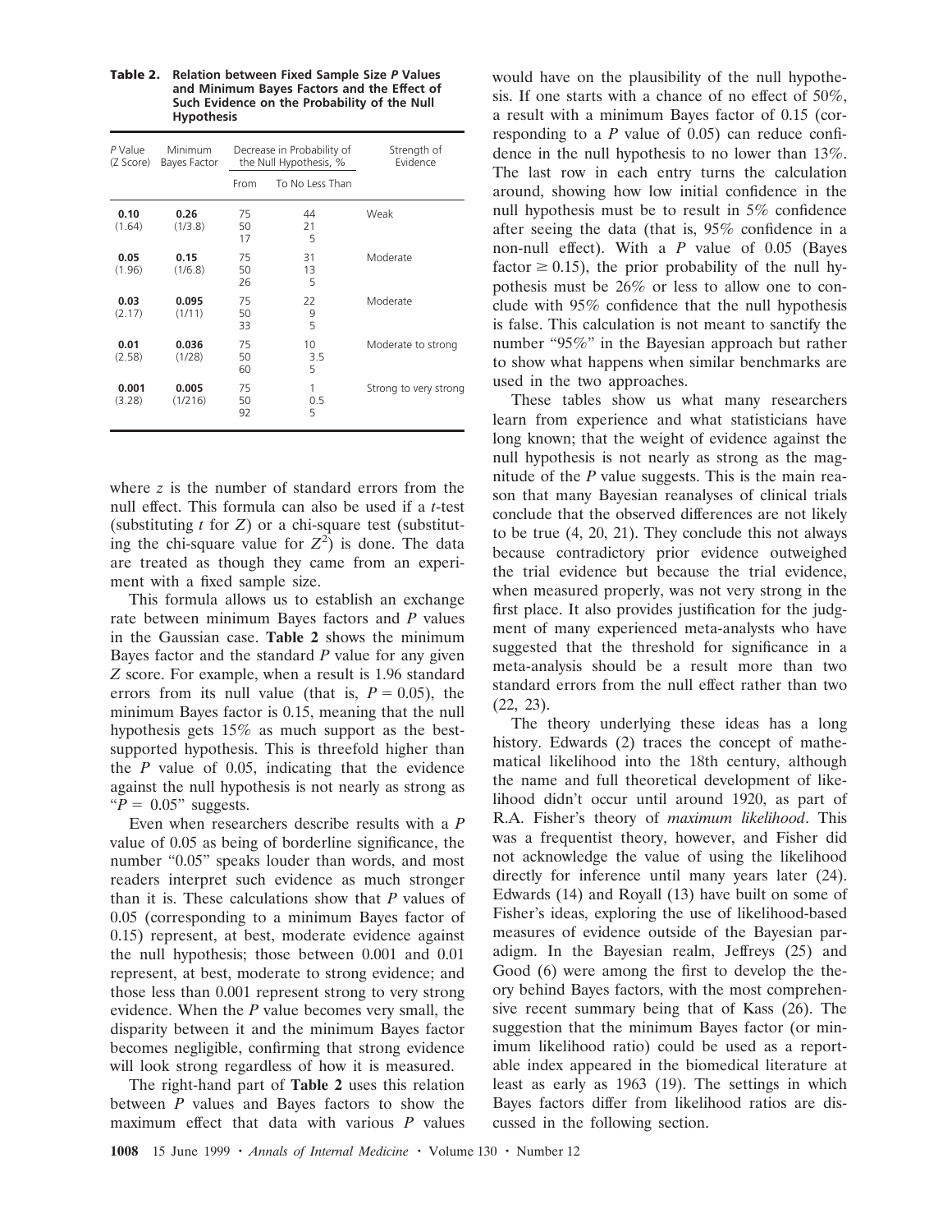**Table 2. Relation between Fixed Sample Size *P* Values and Minimum Bayes Factors and the Effect of Such Evidence on the Probability of the Null Hypothesis**

| *P* Value (*Z* Score) | Minimum Bayes Factor | Decrease in Probability of the Null Hypothesis, % | | Strength of Evidence |
|---|---|---|---|---|
| | | From | To No Less Than | |
| **0.10** (1.64) | **0.26** (1/3.8) | 75<br>50<br>17 | 44<br>21<br>5 | Weak |
| **0.05** (1.96) | **0.15** (1/6.8) | 75<br>50<br>26 | 31<br>13<br>5 | Moderate |
| **0.03** (2.17) | **0.095** (1/11) | 75<br>50<br>33 | 22<br>9<br>5 | Moderate |
| **0.01** (2.58) | **0.036** (1/28) | 75<br>50<br>60 | 10<br>3.5<br>5 | Moderate to strong |
| **0.001** (3.28) | **0.005** (1/216) | 75<br>50<br>92 | 1<br>0.5<br>5 | Strong to very strong |

where $z$ is the number of standard errors from the null effect. This formula can also be used if a $t$-test (substituting $t$ for $Z$) or a chi-square test (substituting the chi-square value for $Z^2$) is done. The data are treated as though they came from an experiment with a fixed sample size.

This formula allows us to establish an exchange rate between minimum Bayes factors and *P* values in the Gaussian case. **Table 2** shows the minimum Bayes factor and the standard *P* value for any given $Z$ score. For example, when a result is 1.96 standard errors from its null value (that is, $P = 0.05$), the minimum Bayes factor is 0.15, meaning that the null hypothesis gets 15% as much support as the best-supported hypothesis. This is threefold higher than the *P* value of 0.05, indicating that the evidence against the null hypothesis is not nearly as strong as "$P = 0.05$" suggests.

Even when researchers describe results with a *P* value of 0.05 as being of borderline significance, the number "0.05" speaks louder than words, and most readers interpret such evidence as much stronger than it is. These calculations show that *P* values of 0.05 (corresponding to a minimum Bayes factor of 0.15) represent, at best, moderate evidence against the null hypothesis; those between 0.001 and 0.01 represent, at best, moderate to strong evidence; and those less than 0.001 represent strong to very strong evidence. When the *P* value becomes very small, the disparity between it and the minimum Bayes factor becomes negligible, confirming that strong evidence will look strong regardless of how it is measured.

The right-hand part of **Table 2** uses this relation between *P* values and Bayes factors to show the maximum effect that data with various *P* values would have on the plausibility of the null hypothesis. If one starts with a chance of no effect of 50%, a result with a minimum Bayes factor of 0.15 (corresponding to a *P* value of 0.05) can reduce confidence in the null hypothesis to no lower than 13%. The last row in each entry turns the calculation around, showing how low initial confidence in the null hypothesis must be to result in 5% confidence after seeing the data (that is, 95% confidence in a non-null effect). With a *P* value of 0.05 (Bayes factor $\geq 0.15$), the prior probability of the null hypothesis must be 26% or less to allow one to conclude with 95% confidence that the null hypothesis is false. This calculation is not meant to sanctify the number "95%" in the Bayesian approach but rather to show what happens when similar benchmarks are used in the two approaches.

These tables show us what many researchers learn from experience and what statisticians have long known; that the weight of evidence against the null hypothesis is not nearly as strong as the magnitude of the *P* value suggests. This is the main reason that many Bayesian reanalyses of clinical trials conclude that the observed differences are not likely to be true (4, 20, 21). They conclude this not always because contradictory prior evidence outweighed the trial evidence but because the trial evidence, when measured properly, was not very strong in the first place. It also provides justification for the judgment of many experienced meta-analysts who have suggested that the threshold for significance in a meta-analysis should be a result more than two standard errors from the null effect rather than two (22, 23).

The theory underlying these ideas has a long history. Edwards (2) traces the concept of mathematical likelihood into the 18th century, although the name and full theoretical development of likelihood didn't occur until around 1920, as part of R.A. Fisher's theory of *maximum likelihood*. This was a frequentist theory, however, and Fisher did not acknowledge the value of using the likelihood directly for inference until many years later (24). Edwards (14) and Royall (13) have built on some of Fisher's ideas, exploring the use of likelihood-based measures of evidence outside of the Bayesian paradigm. In the Bayesian realm, Jeffreys (25) and Good (6) were among the first to develop the theory behind Bayes factors, with the most comprehensive recent summary being that of Kass (26). The suggestion that the minimum Bayes factor (or minimum likelihood ratio) could be used as a reportable index appeared in the biomedical literature at least as early as 1963 (19). The settings in which Bayes factors differ from likelihood ratios are discussed in the following section.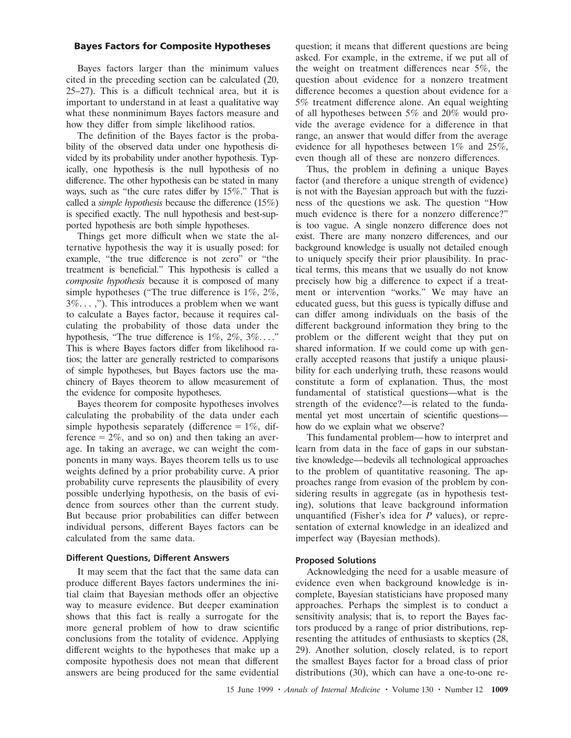### Bayes Factors for Composite Hypotheses

Bayes factors larger than the minimum values cited in the preceding section can be calculated (20, 25–27). This is a difficult technical area, but it is important to understand in at least a qualitative way what these nonminimum Bayes factors measure and how they differ from simple likelihood ratios.

The definition of the Bayes factor is the probability of the observed data under one hypothesis divided by its probability under another hypothesis. Typically, one hypothesis is the null hypothesis of no difference. The other hypothesis can be stated in many ways, such as "the cure rates differ by 15%." That is called a *simple hypothesis* because the difference (15%) is specified exactly. The null hypothesis and best-supported hypothesis are both simple hypotheses.

Things get more difficult when we state the alternative hypothesis the way it is usually posed: for example, "the true difference is not zero" or "the treatment is beneficial." This hypothesis is called a *composite hypothesis* because it is composed of many simple hypotheses ("The true difference is 1%, 2%, 3%. . . ,"). This introduces a problem when we want to calculate a Bayes factor, because it requires calculating the probability of those data under the hypothesis, "The true difference is 1%, 2%, 3%. . . ." This is where Bayes factors differ from likelihood ratios; the latter are generally restricted to comparisons of simple hypotheses, but Bayes factors use the machinery of Bayes theorem to allow measurement of the evidence for composite hypotheses.

Bayes theorem for composite hypotheses involves calculating the probability of the data under each simple hypothesis separately (difference = 1%, difference = 2%, and so on) and then taking an average. In taking an average, we can weight the components in many ways. Bayes theorem tells us to use weights defined by a prior probability curve. A prior probability curve represents the plausibility of every possible underlying hypothesis, on the basis of evidence from sources other than the current study. But because prior probabilities can differ between individual persons, different Bayes factors can be calculated from the same data.

#### Different Questions, Different Answers

It may seem that the fact that the same data can produce different Bayes factors undermines the initial claim that Bayesian methods offer an objective way to measure evidence. But deeper examination shows that this fact is really a surrogate for the more general problem of how to draw scientific conclusions from the totality of evidence. Applying different weights to the hypotheses that make up a composite hypothesis does not mean that different answers are being produced for the same evidential question; it means that different questions are being asked. For example, in the extreme, if we put all of the weight on treatment differences near 5%, the question about evidence for a nonzero treatment difference becomes a question about evidence for a 5% treatment difference alone. An equal weighting of all hypotheses between 5% and 20% would provide the average evidence for a difference in that range, an answer that would differ from the average evidence for all hypotheses between 1% and 25%, even though all of these are nonzero differences.

Thus, the problem in defining a unique Bayes factor (and therefore a unique strength of evidence) is not with the Bayesian approach but with the fuzziness of the questions we ask. The question "How much evidence is there for a nonzero difference?" is too vague. A single nonzero difference does not exist. There are many nonzero differences, and our background knowledge is usually not detailed enough to uniquely specify their prior plausibility. In practical terms, this means that we usually do not know precisely how big a difference to expect if a treatment or intervention "works." We may have an educated guess, but this guess is typically diffuse and can differ among individuals on the basis of the different background information they bring to the problem or the different weight that they put on shared information. If we could come up with generally accepted reasons that justify a unique plausibility for each underlying truth, these reasons would constitute a form of explanation. Thus, the most fundamental of statistical questions—what is the strength of the evidence?—is related to the fundamental yet most uncertain of scientific questions—how do we explain what we observe?

This fundamental problem—how to interpret and learn from data in the face of gaps in our substantive knowledge—bedevils all technological approaches to the problem of quantitative reasoning. The approaches range from evasion of the problem by considering results in aggregate (as in hypothesis testing), solutions that leave background information unquantified (Fisher's idea for *P* values), or representation of external knowledge in an idealized and imperfect way (Bayesian methods).

#### Proposed Solutions

Acknowledging the need for a usable measure of evidence even when background knowledge is incomplete, Bayesian statisticians have proposed many approaches. Perhaps the simplest is to conduct a sensitivity analysis; that is, to report the Bayes factors produced by a range of prior distributions, representing the attitudes of enthusiasts to skeptics (28, 29). Another solution, closely related, is to report the smallest Bayes factor for a broad class of prior distributions (30), which can have a one-to-one re-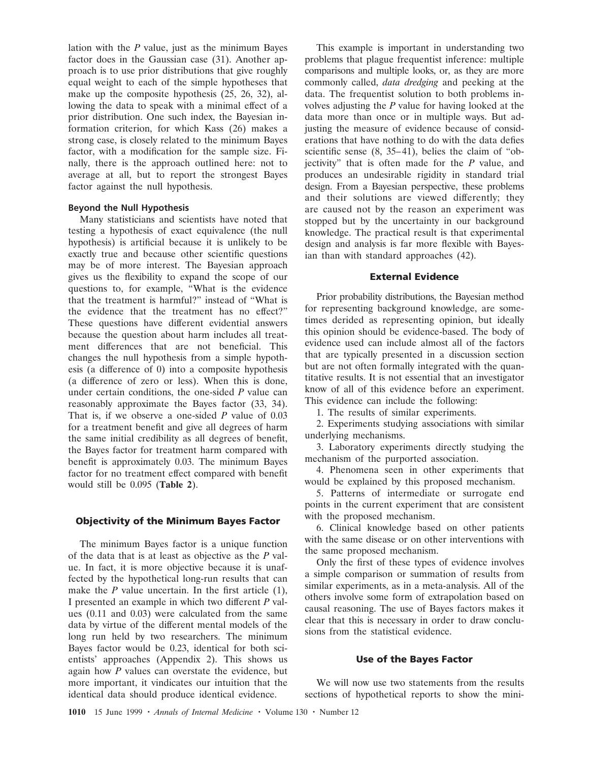lation with the *P* value, just as the minimum Bayes factor does in the Gaussian case (31). Another approach is to use prior distributions that give roughly equal weight to each of the simple hypotheses that make up the composite hypothesis (25, 26, 32), allowing the data to speak with a minimal effect of a prior distribution. One such index, the Bayesian information criterion, for which Kass (26) makes a strong case, is closely related to the minimum Bayes factor, with a modification for the sample size. Finally, there is the approach outlined here: not to average at all, but to report the strongest Bayes factor against the null hypothesis.

### Beyond the Null Hypothesis

Many statisticians and scientists have noted that testing a hypothesis of exact equivalence (the null hypothesis) is artificial because it is unlikely to be exactly true and because other scientific questions may be of more interest. The Bayesian approach gives us the flexibility to expand the scope of our questions to, for example, "What is the evidence that the treatment is harmful?" instead of "What is the evidence that the treatment has no effect?" These questions have different evidential answers because the question about harm includes all treatment differences that are not beneficial. This changes the null hypothesis from a simple hypothesis (a difference of 0) into a composite hypothesis (a difference of zero or less). When this is done, under certain conditions, the one-sided *P* value can reasonably approximate the Bayes factor (33, 34). That is, if we observe a one-sided *P* value of 0.03 for a treatment benefit and give all degrees of harm the same initial credibility as all degrees of benefit, the Bayes factor for treatment harm compared with benefit is approximately 0.03. The minimum Bayes factor for no treatment effect compared with benefit would still be 0.095 (**Table 2**).

## Objectivity of the Minimum Bayes Factor

The minimum Bayes factor is a unique function of the data that is at least as objective as the *P* value. In fact, it is more objective because it is unaffected by the hypothetical long-run results that can make the *P* value uncertain. In the first article (1), I presented an example in which two different *P* values (0.11 and 0.03) were calculated from the same data by virtue of the different mental models of the long run held by two researchers. The minimum Bayes factor would be 0.23, identical for both scientists' approaches (Appendix 2). This shows us again how *P* values can overstate the evidence, but more important, it vindicates our intuition that the identical data should produce identical evidence.

This example is important in understanding two problems that plague frequentist inference: multiple comparisons and multiple looks, or, as they are more commonly called, *data dredging* and peeking at the data. The frequentist solution to both problems involves adjusting the *P* value for having looked at the data more than once or in multiple ways. But adjusting the measure of evidence because of considerations that have nothing to do with the data defies scientific sense (8, 35–41), belies the claim of "objectivity" that is often made for the *P* value, and produces an undesirable rigidity in standard trial design. From a Bayesian perspective, these problems and their solutions are viewed differently; they are caused not by the reason an experiment was stopped but by the uncertainty in our background knowledge. The practical result is that experimental design and analysis is far more flexible with Bayesian than with standard approaches (42).

## External Evidence

Prior probability distributions, the Bayesian method for representing background knowledge, are sometimes derided as representing opinion, but ideally this opinion should be evidence-based. The body of evidence used can include almost all of the factors that are typically presented in a discussion section but are not often formally integrated with the quantitative results. It is not essential that an investigator know of all of this evidence before an experiment. This evidence can include the following:

1. The results of similar experiments.
2. Experiments studying associations with similar underlying mechanisms.
3. Laboratory experiments directly studying the mechanism of the purported association.
4. Phenomena seen in other experiments that would be explained by this proposed mechanism.
5. Patterns of intermediate or surrogate end points in the current experiment that are consistent with the proposed mechanism.
6. Clinical knowledge based on other patients with the same disease or on other interventions with the same proposed mechanism.

Only the first of these types of evidence involves a simple comparison or summation of results from similar experiments, as in a meta-analysis. All of the others involve some form of extrapolation based on causal reasoning. The use of Bayes factors makes it clear that this is necessary in order to draw conclusions from the statistical evidence.

## Use of the Bayes Factor

We will now use two statements from the results sections of hypothetical reports to show the mini-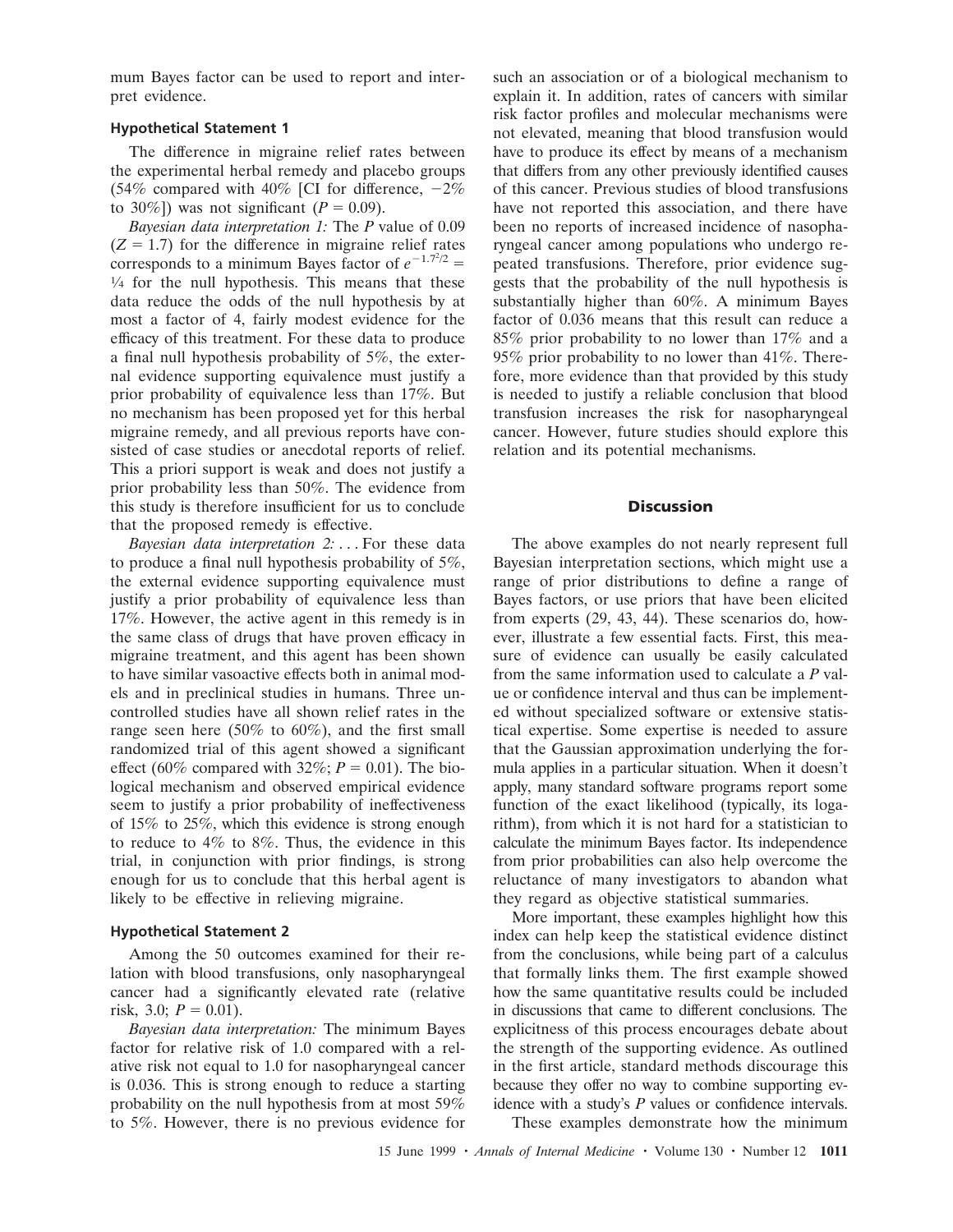mum Bayes factor can be used to report and interpret evidence.

### Hypothetical Statement 1

The difference in migraine relief rates between the experimental herbal remedy and placebo groups (54% compared with 40% [CI for difference, −2% to 30%]) was not significant ($P = 0.09$).

*Bayesian data interpretation 1:* The *P* value of 0.09 ($Z = 1.7$) for the difference in migraine relief rates corresponds to a minimum Bayes factor of $e^{-1.7^2/2} = 1/4$ for the null hypothesis. This means that these data reduce the odds of the null hypothesis by at most a factor of 4, fairly modest evidence for the efficacy of this treatment. For these data to produce a final null hypothesis probability of 5%, the external evidence supporting equivalence must justify a prior probability of equivalence less than 17%. But no mechanism has been proposed yet for this herbal migraine remedy, and all previous reports have consisted of case studies or anecdotal reports of relief. This a priori support is weak and does not justify a prior probability less than 50%. The evidence from this study is therefore insufficient for us to conclude that the proposed remedy is effective.

*Bayesian data interpretation 2:* . . . For these data to produce a final null hypothesis probability of 5%, the external evidence supporting equivalence must justify a prior probability of equivalence less than 17%. However, the active agent in this remedy is in the same class of drugs that have proven efficacy in migraine treatment, and this agent has been shown to have similar vasoactive effects both in animal models and in preclinical studies in humans. Three uncontrolled studies have all shown relief rates in the range seen here (50% to 60%), and the first small randomized trial of this agent showed a significant effect (60% compared with 32%; $P = 0.01$). The biological mechanism and observed empirical evidence seem to justify a prior probability of ineffectiveness of 15% to 25%, which this evidence is strong enough to reduce to 4% to 8%. Thus, the evidence in this trial, in conjunction with prior findings, is strong enough for us to conclude that this herbal agent is likely to be effective in relieving migraine.

### Hypothetical Statement 2

Among the 50 outcomes examined for their relation with blood transfusions, only nasopharyngeal cancer had a significantly elevated rate (relative risk, 3.0; $P = 0.01$).

*Bayesian data interpretation:* The minimum Bayes factor for relative risk of 1.0 compared with a relative risk not equal to 1.0 for nasopharyngeal cancer is 0.036. This is strong enough to reduce a starting probability on the null hypothesis from at most 59% to 5%. However, there is no previous evidence for such an association or of a biological mechanism to explain it. In addition, rates of cancers with similar risk factor profiles and molecular mechanisms were not elevated, meaning that blood transfusion would have to produce its effect by means of a mechanism that differs from any other previously identified causes of this cancer. Previous studies of blood transfusions have not reported this association, and there have been no reports of increased incidence of nasopharyngeal cancer among populations who undergo repeated transfusions. Therefore, prior evidence suggests that the probability of the null hypothesis is substantially higher than 60%. A minimum Bayes factor of 0.036 means that this result can reduce a 85% prior probability to no lower than 17% and a 95% prior probability to no lower than 41%. Therefore, more evidence than that provided by this study is needed to justify a reliable conclusion that blood transfusion increases the risk for nasopharyngeal cancer. However, future studies should explore this relation and its potential mechanisms.

## Discussion

The above examples do not nearly represent full Bayesian interpretation sections, which might use a range of prior distributions to define a range of Bayes factors, or use priors that have been elicited from experts (29, 43, 44). These scenarios do, however, illustrate a few essential facts. First, this measure of evidence can usually be easily calculated from the same information used to calculate a *P* value or confidence interval and thus can be implemented without specialized software or extensive statistical expertise. Some expertise is needed to assure that the Gaussian approximation underlying the formula applies in a particular situation. When it doesn't apply, many standard software programs report some function of the exact likelihood (typically, its logarithm), from which it is not hard for a statistician to calculate the minimum Bayes factor. Its independence from prior probabilities can also help overcome the reluctance of many investigators to abandon what they regard as objective statistical summaries.

More important, these examples highlight how this index can help keep the statistical evidence distinct from the conclusions, while being part of a calculus that formally links them. The first example showed how the same quantitative results could be included in discussions that came to different conclusions. The explicitness of this process encourages debate about the strength of the supporting evidence. As outlined in the first article, standard methods discourage this because they offer no way to combine supporting evidence with a study's *P* values or confidence intervals.

These examples demonstrate how the minimum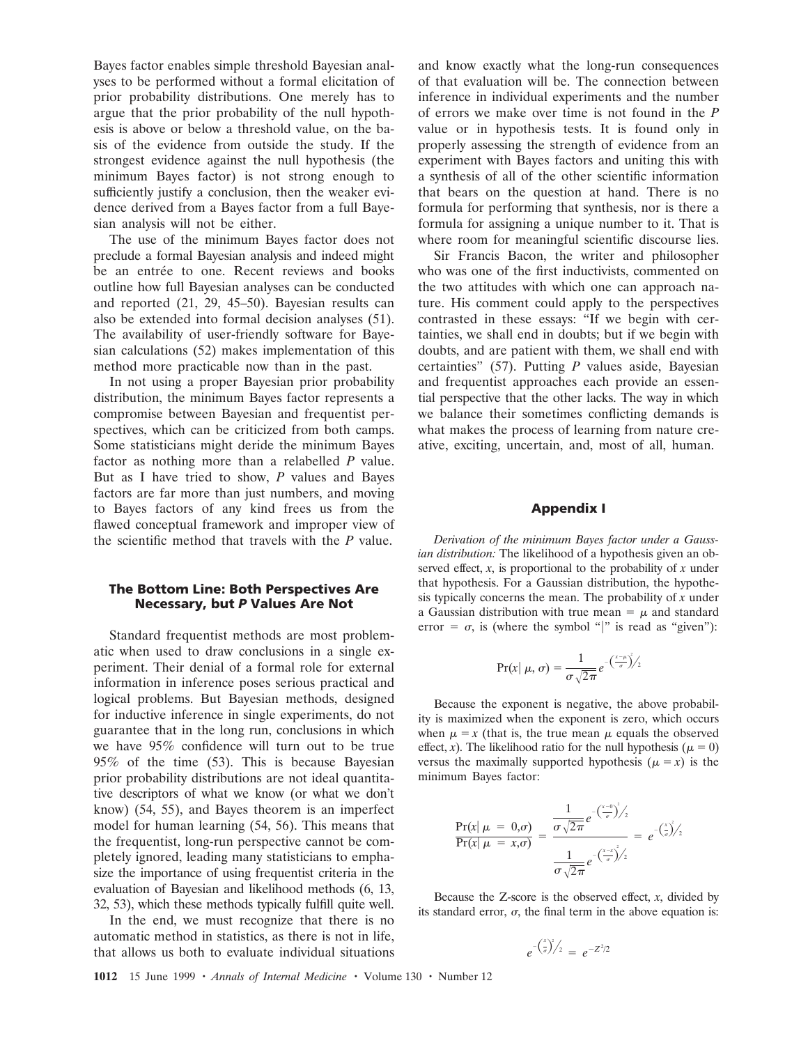Bayes factor enables simple threshold Bayesian analyses to be performed without a formal elicitation of prior probability distributions. One merely has to argue that the prior probability of the null hypothesis is above or below a threshold value, on the basis of the evidence from outside the study. If the strongest evidence against the null hypothesis (the minimum Bayes factor) is not strong enough to sufficiently justify a conclusion, then the weaker evidence derived from a Bayes factor from a full Bayesian analysis will not be either.

The use of the minimum Bayes factor does not preclude a formal Bayesian analysis and indeed might be an entrée to one. Recent reviews and books outline how full Bayesian analyses can be conducted and reported (21, 29, 45–50). Bayesian results can also be extended into formal decision analyses (51). The availability of user-friendly software for Bayesian calculations (52) makes implementation of this method more practicable now than in the past.

In not using a proper Bayesian prior probability distribution, the minimum Bayes factor represents a compromise between Bayesian and frequentist perspectives, which can be criticized from both camps. Some statisticians might deride the minimum Bayes factor as nothing more than a relabelled *P* value. But as I have tried to show, *P* values and Bayes factors are far more than just numbers, and moving to Bayes factors of any kind frees us from the flawed conceptual framework and improper view of the scientific method that travels with the *P* value.

### The Bottom Line: Both Perspectives Are Necessary, but *P* Values Are Not

Standard frequentist methods are most problematic when used to draw conclusions in a single experiment. Their denial of a formal role for external information in inference poses serious practical and logical problems. But Bayesian methods, designed for inductive inference in single experiments, do not guarantee that in the long run, conclusions in which we have 95% confidence will turn out to be true 95% of the time (53). This is because Bayesian prior probability distributions are not ideal quantitative descriptors of what we know (or what we don't know) (54, 55), and Bayes theorem is an imperfect model for human learning (54, 56). This means that the frequentist, long-run perspective cannot be completely ignored, leading many statisticians to emphasize the importance of using frequentist criteria in the evaluation of Bayesian and likelihood methods (6, 13, 32, 53), which these methods typically fulfill quite well.

In the end, we must recognize that there is no automatic method in statistics, as there is not in life, that allows us both to evaluate individual situations and know exactly what the long-run consequences of that evaluation will be. The connection between inference in individual experiments and the number of errors we make over time is not found in the *P* value or in hypothesis tests. It is found only in properly assessing the strength of evidence from an experiment with Bayes factors and uniting this with a synthesis of all of the other scientific information that bears on the question at hand. There is no formula for performing that synthesis, nor is there a formula for assigning a unique number to it. That is where room for meaningful scientific discourse lies.

Sir Francis Bacon, the writer and philosopher who was one of the first inductivists, commented on the two attitudes with which one can approach nature. His comment could apply to the perspectives contrasted in these essays: "If we begin with certainties, we shall end in doubts; but if we begin with doubts, and are patient with them, we shall end with certainties" (57). Putting *P* values aside, Bayesian and frequentist approaches each provide an essential perspective that the other lacks. The way in which we balance their sometimes conflicting demands is what makes the process of learning from nature creative, exciting, uncertain, and, most of all, human.

## Appendix I

*Derivation of the minimum Bayes factor under a Gaussian distribution:* The likelihood of a hypothesis given an observed effect, $x$, is proportional to the probability of $x$ under that hypothesis. For a Gaussian distribution, the hypothesis typically concerns the mean. The probability of $x$ under a Gaussian distribution with true mean $= \mu$ and standard error $= \sigma$, is (where the symbol "|" is read as "given"):

$$\Pr(x \mid \mu, \sigma) = \frac{1}{\sigma\sqrt{2\pi}} e^{-\left(\frac{x-\mu}{\sigma}\right)^2 / 2}$$

Because the exponent is negative, the above probability is maximized when the exponent is zero, which occurs when $\mu = x$ (that is, the true mean $\mu$ equals the observed effect, $x$). The likelihood ratio for the null hypothesis ($\mu = 0$) versus the maximally supported hypothesis ($\mu = x$) is the minimum Bayes factor:

$$\frac{\Pr(x \mid \mu = 0, \sigma)}{\Pr(x \mid \mu = x, \sigma)} = \frac{\dfrac{1}{\sigma\sqrt{2\pi}} e^{-\left(\frac{x-0}{\sigma}\right)^2 / 2}}{\dfrac{1}{\sigma\sqrt{2\pi}} e^{-\left(\frac{x-x}{\sigma}\right)^2 / 2}} = e^{-\left(\frac{x}{\sigma}\right)^2 / 2}$$

Because the Z-score is the observed effect, $x$, divided by its standard error, $\sigma$, the final term in the above equation is:

$$e^{-\left(\frac{x}{\sigma}\right)^2 / 2} = e^{-Z^2/2}$$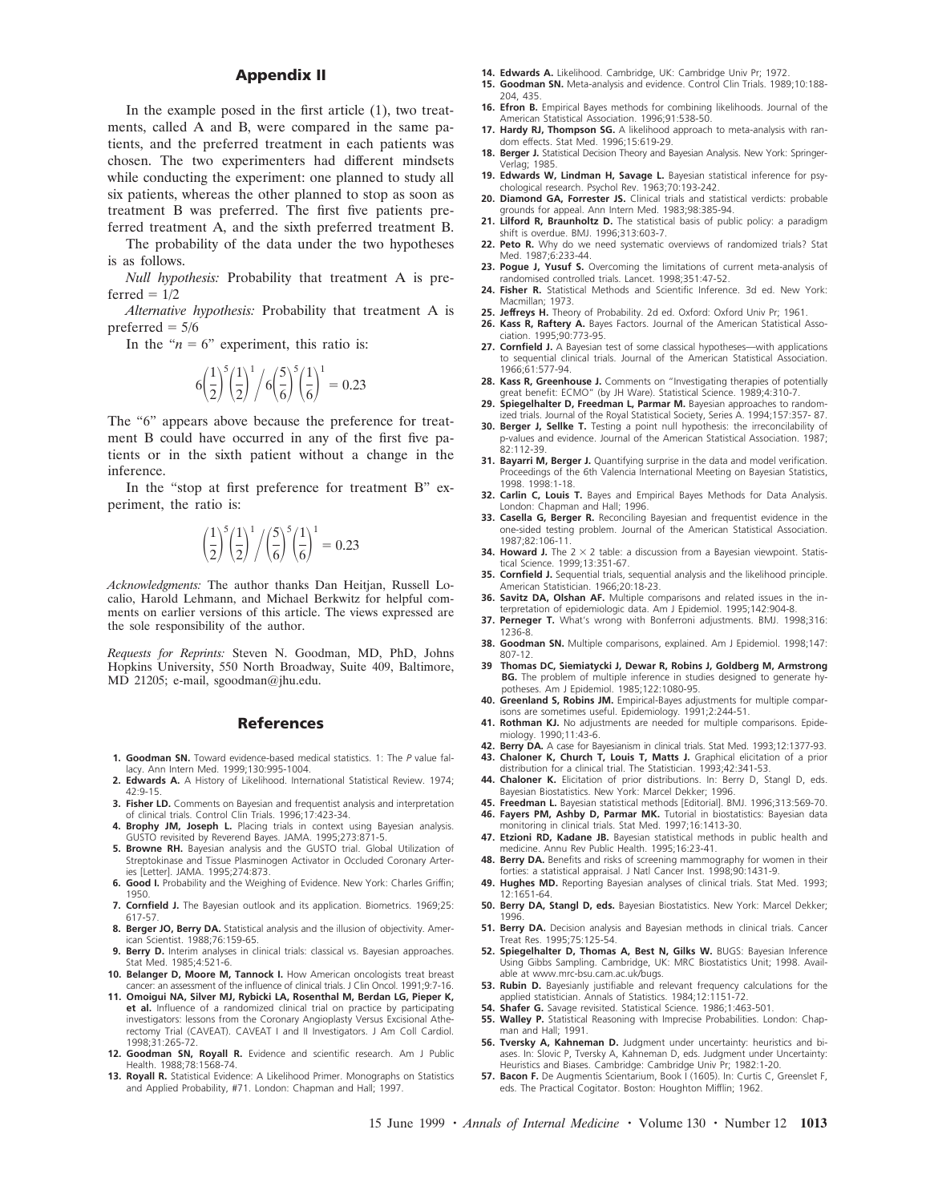## Appendix II

In the example posed in the first article (1), two treatments, called A and B, were compared in the same patients, and the preferred treatment in each patients was chosen. The two experimenters had different mindsets while conducting the experiment: one planned to study all six patients, whereas the other planned to stop as soon as treatment B was preferred. The first five patients preferred treatment A, and the sixth preferred treatment B.

The probability of the data under the two hypotheses is as follows.

*Null hypothesis:* Probability that treatment A is preferred = 1/2

*Alternative hypothesis:* Probability that treatment A is preferred = 5/6

In the "$n = 6$" experiment, this ratio is:

$$6\left(\frac{1}{2}\right)^5\left(\frac{1}{2}\right)^1 \Big/ 6\left(\frac{5}{6}\right)^5\left(\frac{1}{6}\right)^1 = 0.23$$

The "6" appears above because the preference for treatment B could have occurred in any of the first five patients or in the sixth patient without a change in the inference.

In the "stop at first preference for treatment B" experiment, the ratio is:

$$\left(\frac{1}{2}\right)^5\left(\frac{1}{2}\right)^1 \Big/ \left(\frac{5}{6}\right)^5\left(\frac{1}{6}\right)^1 = 0.23$$

*Acknowledgments:* The author thanks Dan Heitjan, Russell Localio, Harold Lehmann, and Michael Berkwitz for helpful comments on earlier versions of this article. The views expressed are the sole responsibility of the author.

*Requests for Reprints:* Steven N. Goodman, MD, PhD, Johns Hopkins University, 550 North Broadway, Suite 409, Baltimore, MD 21205; e-mail, sgoodman@jhu.edu.

## References

1. **Goodman SN.** Toward evidence-based medical statistics. 1: The *P* value fallacy. Ann Intern Med. 1999;130:995-1004.
2. **Edwards A.** A History of Likelihood. International Statistical Review. 1974; 42:9-15.
3. **Fisher LD.** Comments on Bayesian and frequentist analysis and interpretation of clinical trials. Control Clin Trials. 1996;17:423-34.
4. **Brophy JM, Joseph L.** Placing trials in context using Bayesian analysis. GUSTO revisited by Reverend Bayes. JAMA. 1995;273:871-5.
5. **Browne RH.** Bayesian analysis and the GUSTO trial. Global Utilization of Streptokinase and Tissue Plasminogen Activator in Occluded Coronary Arteries [Letter]. JAMA. 1995;274:873.
6. **Good I.** Probability and the Weighing of Evidence. New York: Charles Griffin; 1950.
7. **Cornfield J.** The Bayesian outlook and its application. Biometrics. 1969;25: 617-57.
8. **Berger JO, Berry DA.** Statistical analysis and the illusion of objectivity. American Scientist. 1988;76:159-65.
9. **Berry D.** Interim analyses in clinical trials: classical vs. Bayesian approaches. Stat Med. 1985;4:521-6.
10. **Belanger D, Moore M, Tannock I.** How American oncologists treat breast cancer: an assessment of the influence of clinical trials. J Clin Oncol. 1991;9:7-16.
11. **Omoigui NA, Silver MJ, Rybicki LA, Rosenthal M, Berdan LG, Pieper K, et al.** Influence of a randomized clinical trial on practice by participating investigators: lessons from the Coronary Angioplasty Versus Excisional Atherectomy Trial (CAVEAT). CAVEAT I and II Investigators. J Am Coll Cardiol. 1998;31:265-72.
12. **Goodman SN, Royall R.** Evidence and scientific research. Am J Public Health. 1988;78:1568-74.
13. **Royall R.** Statistical Evidence: A Likelihood Primer. Monographs on Statistics and Applied Probability, #71. London: Chapman and Hall; 1997.
14. **Edwards A.** Likelihood. Cambridge, UK: Cambridge Univ Pr; 1972.
15. **Goodman SN.** Meta-analysis and evidence. Control Clin Trials. 1989;10:188-204, 435.
16. **Efron B.** Empirical Bayes methods for combining likelihoods. Journal of the American Statistical Association. 1996;91:538-50.
17. **Hardy RJ, Thompson SG.** A likelihood approach to meta-analysis with random effects. Stat Med. 1996;15:619-29.
18. **Berger J.** Statistical Decision Theory and Bayesian Analysis. New York: Springer-Verlag; 1985.
19. **Edwards W, Lindman H, Savage L.** Bayesian statistical inference for psychological research. Psychol Rev. 1963;70:193-242.
20. **Diamond GA, Forrester JS.** Clinical trials and statistical verdicts: probable grounds for appeal. Ann Intern Med. 1983;98:385-94.
21. **Lilford R, Braunholtz D.** The statistical basis of public policy: a paradigm shift is overdue. BMJ. 1996;313:603-7.
22. **Peto R.** Why do we need systematic overviews of randomized trials? Stat Med. 1987;6:233-44.
23. **Pogue J, Yusuf S.** Overcoming the limitations of current meta-analysis of randomised controlled trials. Lancet. 1998;351:47-52.
24. **Fisher R.** Statistical Methods and Scientific Inference. 3d ed. New York: Macmillan; 1973.
25. **Jeffreys H.** Theory of Probability. 2d ed. Oxford: Oxford Univ Pr; 1961.
26. **Kass R, Raftery A.** Bayes Factors. Journal of the American Statistical Association. 1995;90:773-95.
27. **Cornfield J.** A Bayesian test of some classical hypotheses—with applications to sequential clinical trials. Journal of the American Statistical Association. 1966;61:577-94.
28. **Kass R, Greenhouse J.** Comments on "Investigating therapies of potentially great benefit: ECMO" (by JH Ware). Statistical Science. 1989;4:310-7.
29. **Spiegelhalter D, Freedman L, Parmar M.** Bayesian approaches to randomized trials. Journal of the Royal Statistical Society, Series A. 1994;157:357- 87.
30. **Berger J, Sellke T.** Testing a point null hypothesis: the irreconcilability of p-values and evidence. Journal of the American Statistical Association. 1987; 82:112-39.
31. **Bayarri M, Berger J.** Quantifying surprise in the data and model verification. Proceedings of the 6th Valencia International Meeting on Bayesian Statistics, 1998. 1998:1-18.
32. **Carlin C, Louis T.** Bayes and Empirical Bayes Methods for Data Analysis. London: Chapman and Hall; 1996.
33. **Casella G, Berger R.** Reconciling Bayesian and frequentist evidence in the one-sided testing problem. Journal of the American Statistical Association. 1987;82:106-11.
34. **Howard J.** The 2 × 2 table: a discussion from a Bayesian viewpoint. Statistical Science. 1999;13:351-67.
35. **Cornfield J.** Sequential trials, sequential analysis and the likelihood principle. American Statistician. 1966;20:18-23.
36. **Savitz DA, Olshan AF.** Multiple comparisons and related issues in the interpretation of epidemiologic data. Am J Epidemiol. 1995;142:904-8.
37. **Perneger T.** What's wrong with Bonferroni adjustments. BMJ. 1998;316: 1236-8.
38. **Goodman SN.** Multiple comparisons, explained. Am J Epidemiol. 1998;147: 807-12.
39. **Thomas DC, Siemiatycki J, Dewar R, Robins J, Goldberg M, Armstrong BG.** The problem of multiple inference in studies designed to generate hypotheses. Am J Epidemiol. 1985;122:1080-95.
40. **Greenland S, Robins JM.** Empirical-Bayes adjustments for multiple comparisons are sometimes useful. Epidemiology. 1991;2:244-51.
41. **Rothman KJ.** No adjustments are needed for multiple comparisons. Epidemiology. 1990;11:43-6.
42. **Berry DA.** A case for Bayesianism in clinical trials. Stat Med. 1993;12:1377-93.
43. **Chaloner K, Church T, Louis T, Matts J.** Graphical elicitation of a prior distribution for a clinical trial. The Statistician. 1993;42:341-53.
44. **Chaloner K.** Elicitation of prior distributions. In: Berry D, Stangl D, eds. Bayesian Biostatistics. New York: Marcel Dekker; 1996.
45. **Freedman L.** Bayesian statistical methods [Editorial]. BMJ. 1996;313:569-70.
46. **Fayers PM, Ashby D, Parmar MK.** Tutorial in biostatistics: Bayesian data monitoring in clinical trials. Stat Med. 1997;16:1413-30.
47. **Etzioni RD, Kadane JB.** Bayesian statistical methods in public health and medicine. Annu Rev Public Health. 1995;16:23-41.
48. **Berry DA.** Benefits and risks of screening mammography for women in their forties: a statistical appraisal. J Natl Cancer Inst. 1998;90:1431-9.
49. **Hughes MD.** Reporting Bayesian analyses of clinical trials. Stat Med. 1993; 12:1651-64.
50. **Berry DA, Stangl D, eds.** Bayesian Biostatistics. New York: Marcel Dekker; 1996.
51. **Berry DA.** Decision analysis and Bayesian methods in clinical trials. Cancer Treat Res. 1995;75:125-54.
52. **Spiegelhalter D, Thomas A, Best N, Gilks W.** BUGS: Bayesian Inference Using Gibbs Sampling. Cambridge, UK: MRC Biostatistics Unit; 1998. Available at www.mrc-bsu.cam.ac.uk/bugs.
53. **Rubin D.** Bayesianly justifiable and relevant frequency calculations for the applied statistician. Annals of Statistics. 1984;12:1151-72.
54. **Shafer G.** Savage revisited. Statistical Science. 1986;1:463-501.
55. **Walley P.** Statistical Reasoning with Imprecise Probabilities. London: Chapman and Hall; 1991.
56. **Tversky A, Kahneman D.** Judgment under uncertainty: heuristics and biases. In: Slovic P, Tversky A, Kahneman D, eds. Judgment under Uncertainty: Heuristics and Biases. Cambridge: Cambridge Univ Pr; 1982:1-20.
57. **Bacon F.** De Augmentis Scientiarium, Book I (1605). In: Curtis C, Greenslet F, eds. The Practical Cogitator. Boston: Houghton Mifflin; 1962.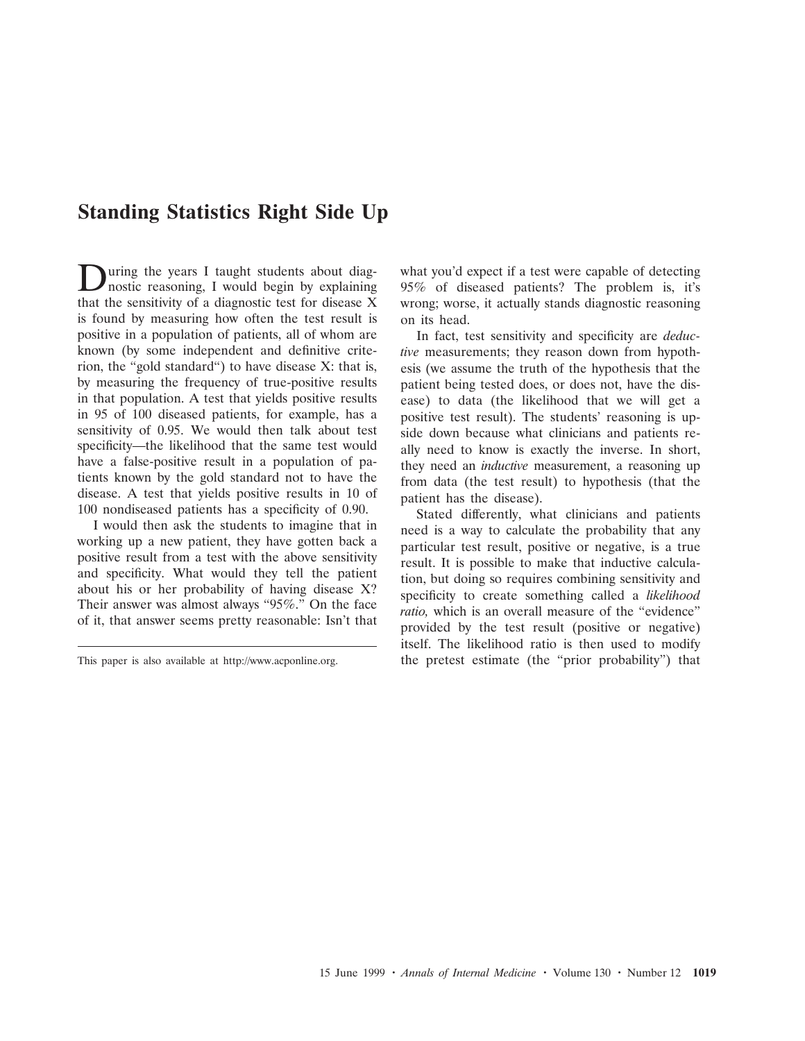# Standing Statistics Right Side Up

During the years I taught students about diagnostic reasoning, I would begin by explaining that the sensitivity of a diagnostic test for disease X is found by measuring how often the test result is positive in a population of patients, all of whom are known (by some independent and definitive criterion, the "gold standard") to have disease X: that is, by measuring the frequency of true-positive results in that population. A test that yields positive results in 95 of 100 diseased patients, for example, has a sensitivity of 0.95. We would then talk about test specificity—the likelihood that the same test would have a false-positive result in a population of patients known by the gold standard not to have the disease. A test that yields positive results in 10 of 100 nondiseased patients has a specificity of 0.90.

I would then ask the students to imagine that in working up a new patient, they have gotten back a positive result from a test with the above sensitivity and specificity. What would they tell the patient about his or her probability of having disease X? Their answer was almost always "95%." On the face of it, that answer seems pretty reasonable: Isn't that what you'd expect if a test were capable of detecting 95% of diseased patients? The problem is, it's wrong; worse, it actually stands diagnostic reasoning on its head.

In fact, test sensitivity and specificity are *deductive* measurements; they reason down from hypothesis (we assume the truth of the hypothesis that the patient being tested does, or does not, have the disease) to data (the likelihood that we will get a positive test result). The students' reasoning is upside down because what clinicians and patients really need to know is exactly the inverse. In short, they need an *inductive* measurement, a reasoning up from data (the test result) to hypothesis (that the patient has the disease).

Stated differently, what clinicians and patients need is a way to calculate the probability that any particular test result, positive or negative, is a true result. It is possible to make that inductive calculation, but doing so requires combining sensitivity and specificity to create something called a *likelihood ratio,* which is an overall measure of the "evidence" provided by the test result (positive or negative) itself. The likelihood ratio is then used to modify the pretest estimate (the "prior probability") that

This paper is also available at http://www.acponline.org.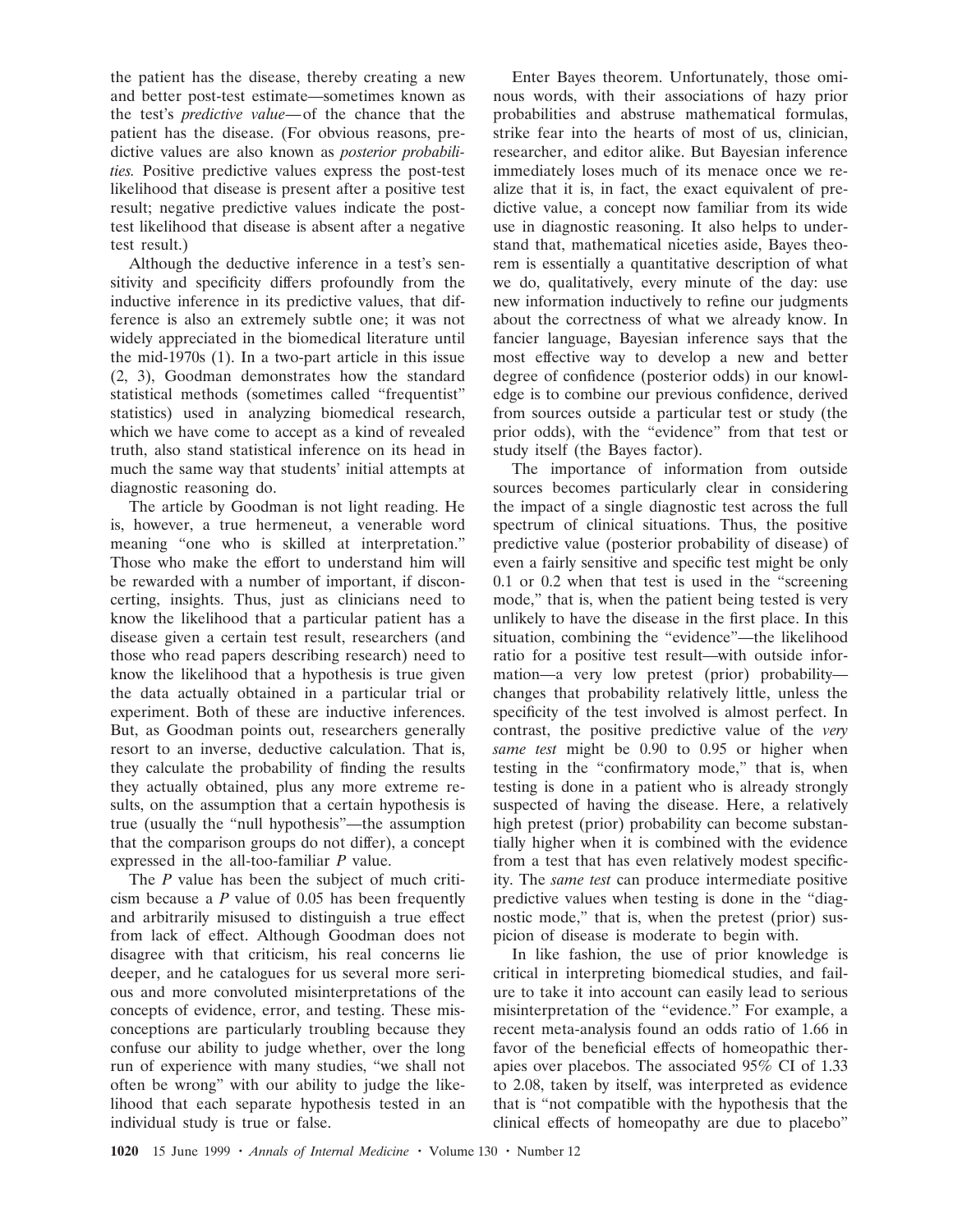the patient has the disease, thereby creating a new and better post-test estimate—sometimes known as the test's *predictive value*—of the chance that the patient has the disease. (For obvious reasons, predictive values are also known as *posterior probabilities.* Positive predictive values express the post-test likelihood that disease is present after a positive test result; negative predictive values indicate the post-test likelihood that disease is absent after a negative test result.)

Although the deductive inference in a test's sensitivity and specificity differs profoundly from the inductive inference in its predictive values, that difference is also an extremely subtle one; it was not widely appreciated in the biomedical literature until the mid-1970s (1). In a two-part article in this issue (2, 3), Goodman demonstrates how the standard statistical methods (sometimes called "frequentist" statistics) used in analyzing biomedical research, which we have come to accept as a kind of revealed truth, also stand statistical inference on its head in much the same way that students' initial attempts at diagnostic reasoning do.

The article by Goodman is not light reading. He is, however, a true hermeneut, a venerable word meaning "one who is skilled at interpretation." Those who make the effort to understand him will be rewarded with a number of important, if disconcerting, insights. Thus, just as clinicians need to know the likelihood that a particular patient has a disease given a certain test result, researchers (and those who read papers describing research) need to know the likelihood that a hypothesis is true given the data actually obtained in a particular trial or experiment. Both of these are inductive inferences. But, as Goodman points out, researchers generally resort to an inverse, deductive calculation. That is, they calculate the probability of finding the results they actually obtained, plus any more extreme results, on the assumption that a certain hypothesis is true (usually the "null hypothesis"—the assumption that the comparison groups do not differ), a concept expressed in the all-too-familiar *P* value.

The *P* value has been the subject of much criticism because a *P* value of 0.05 has been frequently and arbitrarily misused to distinguish a true effect from lack of effect. Although Goodman does not disagree with that criticism, his real concerns lie deeper, and he catalogues for us several more serious and more convoluted misinterpretations of the concepts of evidence, error, and testing. These misconceptions are particularly troubling because they confuse our ability to judge whether, over the long run of experience with many studies, "we shall not often be wrong" with our ability to judge the likelihood that each separate hypothesis tested in an individual study is true or false.

Enter Bayes theorem. Unfortunately, those ominous words, with their associations of hazy prior probabilities and abstruse mathematical formulas, strike fear into the hearts of most of us, clinician, researcher, and editor alike. But Bayesian inference immediately loses much of its menace once we realize that it is, in fact, the exact equivalent of predictive value, a concept now familiar from its wide use in diagnostic reasoning. It also helps to understand that, mathematical niceties aside, Bayes theorem is essentially a quantitative description of what we do, qualitatively, every minute of the day: use new information inductively to refine our judgments about the correctness of what we already know. In fancier language, Bayesian inference says that the most effective way to develop a new and better degree of confidence (posterior odds) in our knowledge is to combine our previous confidence, derived from sources outside a particular test or study (the prior odds), with the "evidence" from that test or study itself (the Bayes factor).

The importance of information from outside sources becomes particularly clear in considering the impact of a single diagnostic test across the full spectrum of clinical situations. Thus, the positive predictive value (posterior probability of disease) of even a fairly sensitive and specific test might be only 0.1 or 0.2 when that test is used in the "screening mode," that is, when the patient being tested is very unlikely to have the disease in the first place. In this situation, combining the "evidence"—the likelihood ratio for a positive test result—with outside information—a very low pretest (prior) probability—changes that probability relatively little, unless the specificity of the test involved is almost perfect. In contrast, the positive predictive value of the *very same test* might be 0.90 to 0.95 or higher when testing in the "confirmatory mode," that is, when testing is done in a patient who is already strongly suspected of having the disease. Here, a relatively high pretest (prior) probability can become substantially higher when it is combined with the evidence from a test that has even relatively modest specificity. The *same test* can produce intermediate positive predictive values when testing is done in the "diagnostic mode," that is, when the pretest (prior) suspicion of disease is moderate to begin with.

In like fashion, the use of prior knowledge is critical in interpreting biomedical studies, and failure to take it into account can easily lead to serious misinterpretation of the "evidence." For example, a recent meta-analysis found an odds ratio of 1.66 in favor of the beneficial effects of homeopathic therapies over placebos. The associated 95% CI of 1.33 to 2.08, taken by itself, was interpreted as evidence that is "not compatible with the hypothesis that the clinical effects of homeopathy are due to placebo"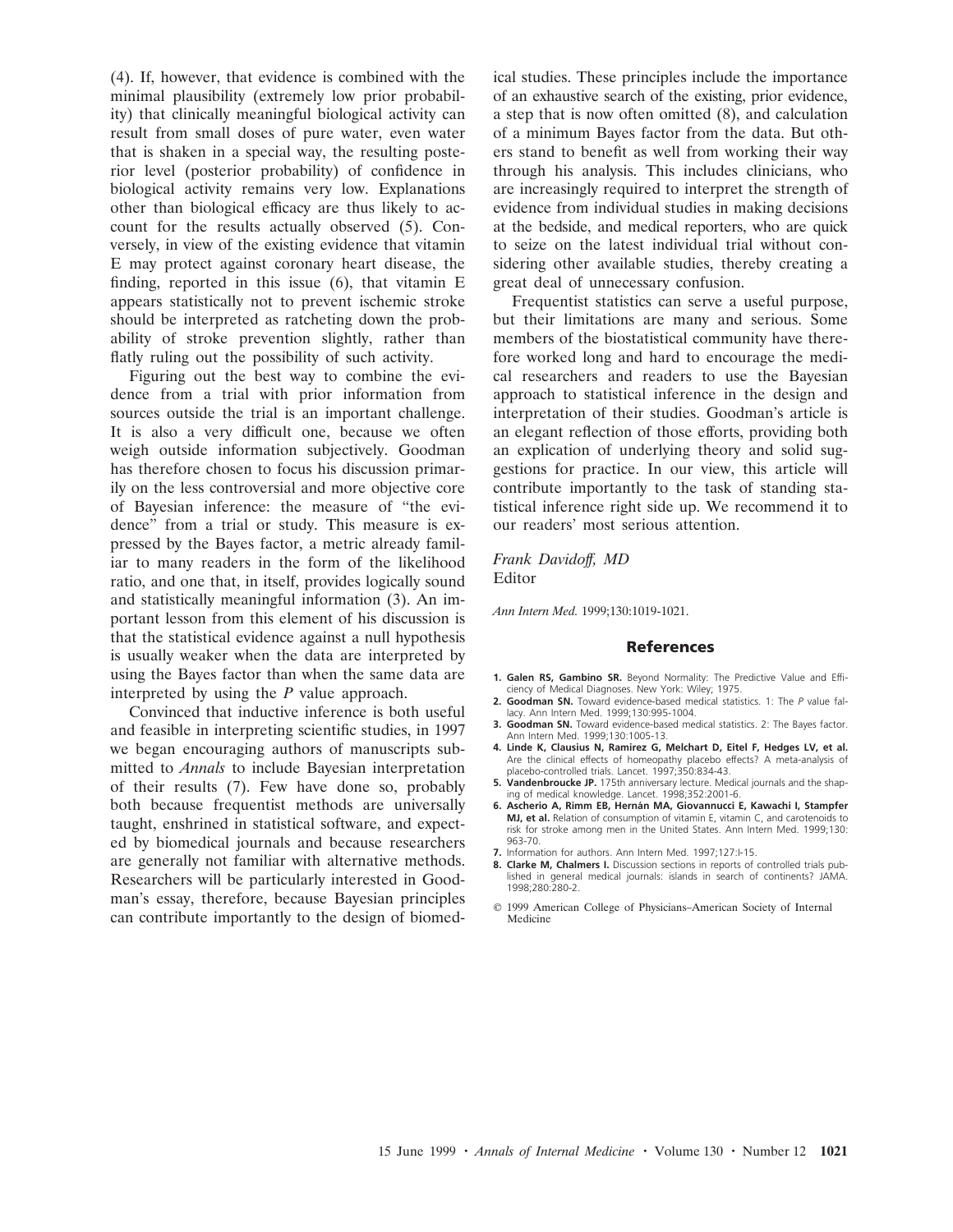(4). If, however, that evidence is combined with the minimal plausibility (extremely low prior probability) that clinically meaningful biological activity can result from small doses of pure water, even water that is shaken in a special way, the resulting posterior level (posterior probability) of confidence in biological activity remains very low. Explanations other than biological efficacy are thus likely to account for the results actually observed (5). Conversely, in view of the existing evidence that vitamin E may protect against coronary heart disease, the finding, reported in this issue (6), that vitamin E appears statistically not to prevent ischemic stroke should be interpreted as ratcheting down the probability of stroke prevention slightly, rather than flatly ruling out the possibility of such activity.

Figuring out the best way to combine the evidence from a trial with prior information from sources outside the trial is an important challenge. It is also a very difficult one, because we often weigh outside information subjectively. Goodman has therefore chosen to focus his discussion primarily on the less controversial and more objective core of Bayesian inference: the measure of "the evidence" from a trial or study. This measure is expressed by the Bayes factor, a metric already familiar to many readers in the form of the likelihood ratio, and one that, in itself, provides logically sound and statistically meaningful information (3). An important lesson from this element of his discussion is that the statistical evidence against a null hypothesis is usually weaker when the data are interpreted by using the Bayes factor than when the same data are interpreted by using the *P* value approach.

Convinced that inductive inference is both useful and feasible in interpreting scientific studies, in 1997 we began encouraging authors of manuscripts submitted to *Annals* to include Bayesian interpretation of their results (7). Few have done so, probably both because frequentist methods are universally taught, enshrined in statistical software, and expected by biomedical journals and because researchers are generally not familiar with alternative methods. Researchers will be particularly interested in Goodman's essay, therefore, because Bayesian principles can contribute importantly to the design of biomedical studies. These principles include the importance of an exhaustive search of the existing, prior evidence, a step that is now often omitted (8), and calculation of a minimum Bayes factor from the data. But others stand to benefit as well from working their way through his analysis. This includes clinicians, who are increasingly required to interpret the strength of evidence from individual studies in making decisions at the bedside, and medical reporters, who are quick to seize on the latest individual trial without considering other available studies, thereby creating a great deal of unnecessary confusion.

Frequentist statistics can serve a useful purpose, but their limitations are many and serious. Some members of the biostatistical community have therefore worked long and hard to encourage the medical researchers and readers to use the Bayesian approach to statistical inference in the design and interpretation of their studies. Goodman's article is an elegant reflection of those efforts, providing both an explication of underlying theory and solid suggestions for practice. In our view, this article will contribute importantly to the task of standing statistical inference right side up. We recommend it to our readers' most serious attention.

*Frank Davidoff, MD*
Editor

*Ann Intern Med.* 1999;130:1019-1021.

## References

1. **Galen RS, Gambino SR.** Beyond Normality: The Predictive Value and Efficiency of Medical Diagnoses. New York: Wiley; 1975.
2. **Goodman SN.** Toward evidence-based medical statistics. 1: The *P* value fallacy. Ann Intern Med. 1999;130:995-1004.
3. **Goodman SN.** Toward evidence-based medical statistics. 2: The Bayes factor. Ann Intern Med. 1999;130:1005-13.
4. **Linde K, Clausius N, Ramirez G, Melchart D, Eitel F, Hedges LV, et al.** Are the clinical effects of homeopathy placebo effects? A meta-analysis of placebo-controlled trials. Lancet. 1997;350:834-43.
5. **Vandenbroucke JP.** 175th anniversary lecture. Medical journals and the shaping of medical knowledge. Lancet. 1998;352:2001-6.
6. **Ascherio A, Rimm EB, Hernán MA, Giovannucci E, Kawachi I, Stampfer MJ, et al.** Relation of consumption of vitamin E, vitamin C, and carotenoids to risk for stroke among men in the United States. Ann Intern Med. 1999;130:963-70.
7. Information for authors. Ann Intern Med. 1997;127:I-15.
8. **Clarke M, Chalmers I.** Discussion sections in reports of controlled trials published in general medical journals: islands in search of continents? JAMA. 1998;280:280-2.

© 1999 American College of Physicians–American Society of Internal Medicine